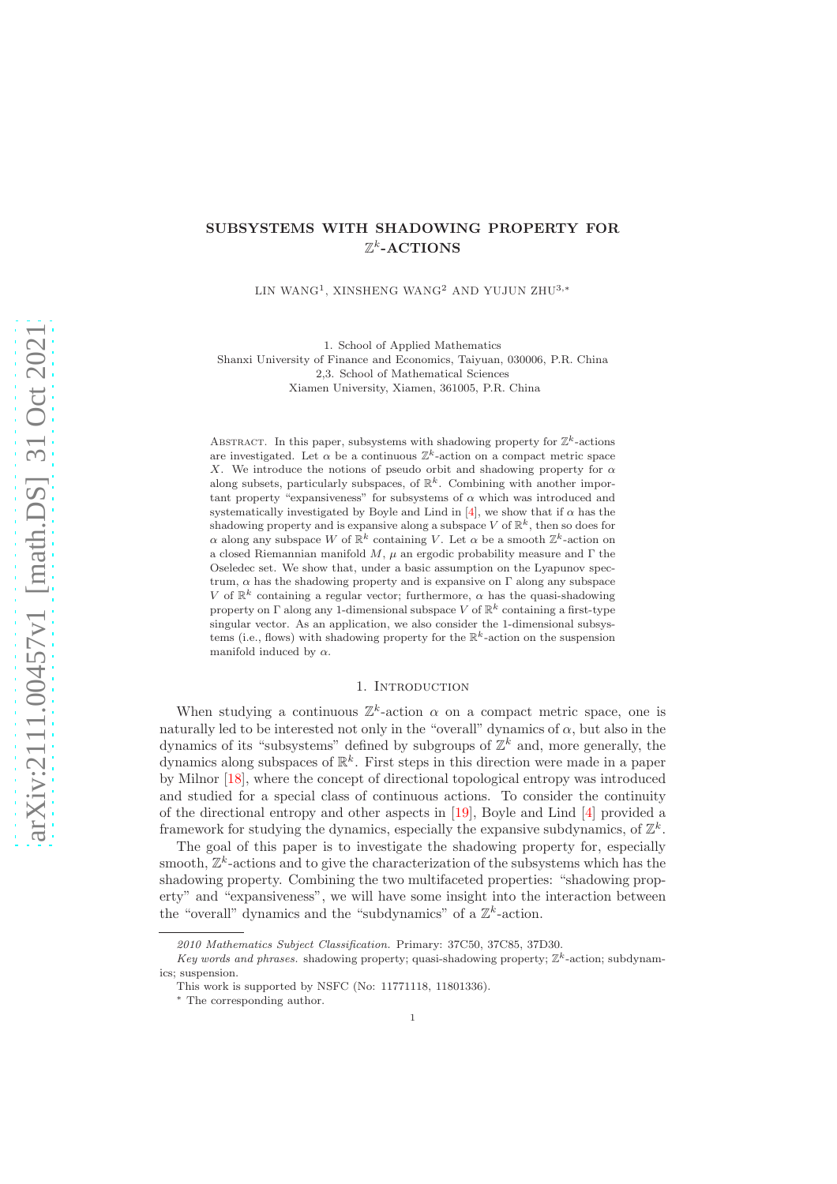# SUBSYSTEMS WITH SHADOWING PROPERTY FOR $\mathbb{Z}^k$-ACTIONS

LIN WANG[1], XINSHENG WANG[2] AND YUJUN ZHU[3,*]

1. School of Applied Mathematics
Shanxi University of Finance and Economics, Taiyuan, 030006, P.R. China
2,3. School of Mathematical Sciences
Xiamen University, Xiamen, 361005, P.R. China

Abstract. In this paper, subsystems with shadowing property for $\mathbb{Z}^k$-actions are investigated. Let $\alpha$ be a continuous $\mathbb{Z}^k$-action on a compact metric space $X$. We introduce the notions of pseudo orbit and shadowing property for $\alpha$ along subsets, particularly subspaces, of $\mathbb{R}^k$. Combining with another important property "expansiveness" for subsystems of $\alpha$ which was introduced and systematically investigated by Boyle and Lind in [4], we show that if $\alpha$ has the shadowing property and is expansive along a subspace $V$ of $\mathbb{R}^k$, then so does for $\alpha$ along any subspace $W$ of $\mathbb{R}^k$ containing $V$. Let $\alpha$ be a smooth $\mathbb{Z}^k$-action on a closed Riemannian manifold $M$, $\mu$ an ergodic probability measure and $\Gamma$ the Oseledec set. We show that, under a basic assumption on the Lyapunov spectrum, $\alpha$ has the shadowing property and is expansive on $\Gamma$ along any subspace $V$ of $\mathbb{R}^k$ containing a regular vector; furthermore, $\alpha$ has the quasi-shadowing property on $\Gamma$ along any 1-dimensional subspace $V$ of $\mathbb{R}^k$ containing a first-type singular vector. As an application, we also consider the 1-dimensional subsystems (i.e., flows) with shadowing property for the $\mathbb{R}^k$-action on the suspension manifold induced by $\alpha$.

## 1. Introduction

When studying a continuous $\mathbb{Z}^k$-action $\alpha$ on a compact metric space, one is naturally led to be interested not only in the "overall" dynamics of $\alpha$, but also in the dynamics of its "subsystems" defined by subgroups of $\mathbb{Z}^k$ and, more generally, the dynamics along subspaces of $\mathbb{R}^k$. First steps in this direction were made in a paper by Milnor [18], where the concept of directional topological entropy was introduced and studied for a special class of continuous actions. To consider the continuity of the directional entropy and other aspects in [19], Boyle and Lind [4] provided a framework for studying the dynamics, especially the expansive subdynamics, of $\mathbb{Z}^k$.

The goal of this paper is to investigate the shadowing property for, especially smooth, $\mathbb{Z}^k$-actions and to give the characterization of the subsystems which has the shadowing property. Combining the two multifaceted properties: "shadowing property" and "expansiveness", we will have some insight into the interaction between the "overall" dynamics and the "subdynamics" of a $\mathbb{Z}^k$-action.

*2010 Mathematics Subject Classification.* Primary: 37C50, 37C85, 37D30.

*Key words and phrases.* shadowing property; quasi-shadowing property; $\mathbb{Z}^k$-action; subdynamics; suspension.

This work is supported by NSFC (No: 11771118, 11801336).

* The corresponding author.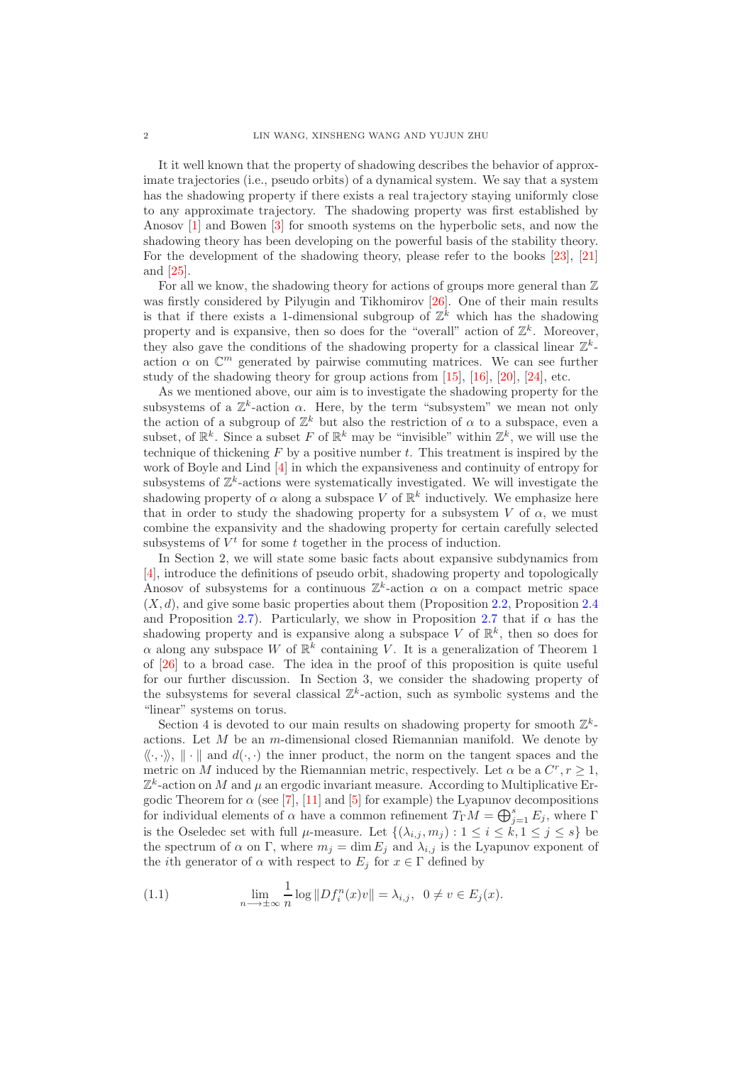It it well known that the property of shadowing describes the behavior of approximate trajectories (i.e., pseudo orbits) of a dynamical system. We say that a system has the shadowing property if there exists a real trajectory staying uniformly close to any approximate trajectory. The shadowing property was first established by Anosov [1] and Bowen [3] for smooth systems on the hyperbolic sets, and now the shadowing theory has been developing on the powerful basis of the stability theory. For the development of the shadowing theory, please refer to the books [23], [21] and [25].

For all we know, the shadowing theory for actions of groups more general than $\mathbb{Z}$ was firstly considered by Pilyugin and Tikhomirov [26]. One of their main results is that if there exists a 1-dimensional subgroup of $\mathbb{Z}^k$ which has the shadowing property and is expansive, then so does for the "overall" action of $\mathbb{Z}^k$. Moreover, they also gave the conditions of the shadowing property for a classical linear $\mathbb{Z}^k$-action $\alpha$ on $\mathbb{C}^m$ generated by pairwise commuting matrices. We can see further study of the shadowing theory for group actions from [15], [16], [20], [24], etc.

As we mentioned above, our aim is to investigate the shadowing property for the subsystems of a $\mathbb{Z}^k$-action $\alpha$. Here, by the term "subsystem" we mean not only the action of a subgroup of $\mathbb{Z}^k$ but also the restriction of $\alpha$ to a subspace, even a subset, of $\mathbb{R}^k$. Since a subset $F$ of $\mathbb{R}^k$ may be "invisible" within $\mathbb{Z}^k$, we will use the technique of thickening $F$ by a positive number $t$. This treatment is inspired by the work of Boyle and Lind [4] in which the expansiveness and continuity of entropy for subsystems of $\mathbb{Z}^k$-actions were systematically investigated. We will investigate the shadowing property of $\alpha$ along a subspace $V$ of $\mathbb{R}^k$ inductively. We emphasize here that in order to study the shadowing property for a subsystem $V$ of $\alpha$, we must combine the expansivity and the shadowing property for certain carefully selected subsystems of $V^t$ for some $t$ together in the process of induction.

In Section 2, we will state some basic facts about expansive subdynamics from [4], introduce the definitions of pseudo orbit, shadowing property and topologically Anosov of subsystems for a continuous $\mathbb{Z}^k$-action $\alpha$ on a compact metric space $(X, d)$, and give some basic properties about them (Proposition 2.2, Proposition 2.4 and Proposition 2.7). Particularly, we show in Proposition 2.7 that if $\alpha$ has the shadowing property and is expansive along a subspace $V$ of $\mathbb{R}^k$, then so does for $\alpha$ along any subspace $W$ of $\mathbb{R}^k$ containing $V$. It is a generalization of Theorem 1 of [26] to a broad case. The idea in the proof of this proposition is quite useful for our further discussion. In Section 3, we consider the shadowing property of the subsystems for several classical $\mathbb{Z}^k$-action, such as symbolic systems and the "linear" systems on torus.

Section 4 is devoted to our main results on shadowing property for smooth $\mathbb{Z}^k$-actions. Let $M$ be an $m$-dimensional closed Riemannian manifold. We denote by $\langle\langle\cdot,\cdot\rangle\rangle$, $\|\cdot\|$ and $d(\cdot,\cdot)$ the inner product, the norm on the tangent spaces and the metric on $M$ induced by the Riemannian metric, respectively. Let $\alpha$ be a $C^r, r \geq 1$, $\mathbb{Z}^k$-action on $M$ and $\mu$ an ergodic invariant measure. According to Multiplicative Ergodic Theorem for $\alpha$ (see [7], [11] and [5] for example) the Lyapunov decompositions for individual elements of $\alpha$ have a common refinement $T_\Gamma M = \bigoplus_{j=1}^{s} E_j$, where $\Gamma$ is the Oseledec set with full $\mu$-measure. Let $\{(\lambda_{i,j}, m_j) : 1 \leq i \leq k, 1 \leq j \leq s\}$ be the spectrum of $\alpha$ on $\Gamma$, where $m_j = \dim E_j$ and $\lambda_{i,j}$ is the Lyapunov exponent of the $i$th generator of $\alpha$ with respect to $E_j$ for $x \in \Gamma$ defined by

$$\lim_{n \longrightarrow \pm\infty} \frac{1}{n} \log \|Df_i^n(x)v\| = \lambda_{i,j}, \quad 0 \neq v \in E_j(x). \tag{1.1}$$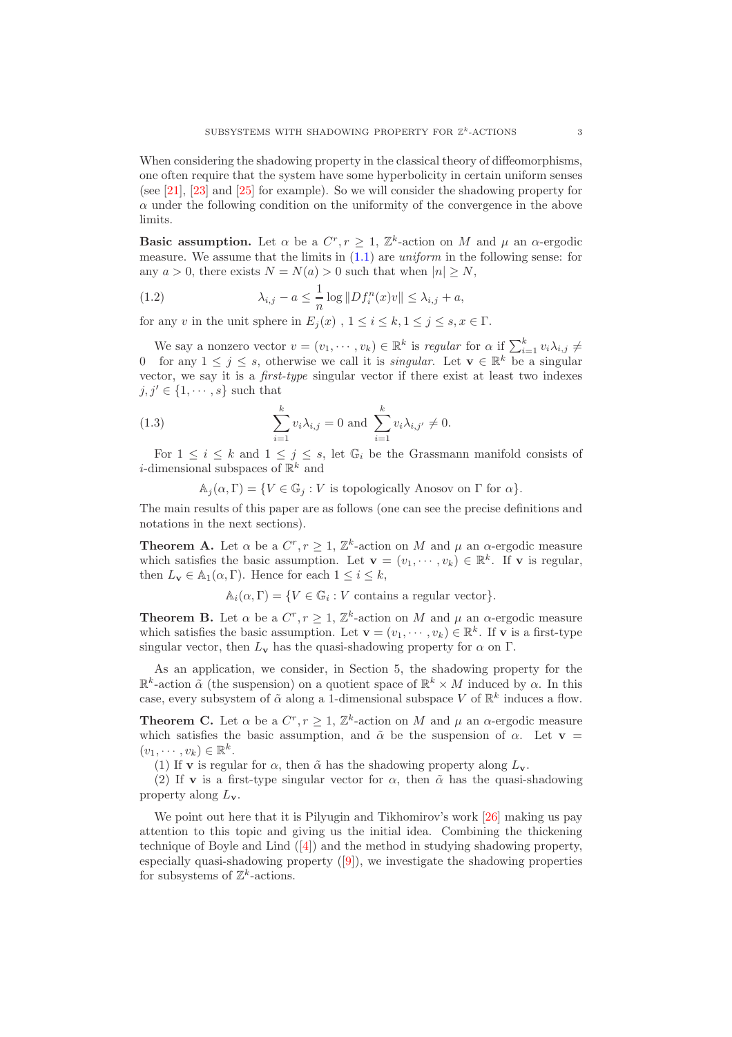When considering the shadowing property in the classical theory of diffeomorphisms, one often require that the system have some hyperbolicity in certain uniform senses (see [21], [23] and [25] for example). So we will consider the shadowing property for $\alpha$ under the following condition on the uniformity of the convergence in the above limits.

**Basic assumption.** Let $\alpha$ be a $C^r, r \geq 1$, $\mathbb{Z}^k$-action on $M$ and $\mu$ an $\alpha$-ergodic measure. We assume that the limits in (1.1) are *uniform* in the following sense: for any $a > 0$, there exists $N = N(a) > 0$ such that when $|n| \geq N$,

$$\lambda_{i,j} - a \leq \frac{1}{n} \log \|Df_i^n(x)v\| \leq \lambda_{i,j} + a, \tag{1.2}$$

for any $v$ in the unit sphere in $E_j(x)$ , $1 \leq i \leq k, 1 \leq j \leq s, x \in \Gamma$.

We say a nonzero vector $v = (v_1, \cdots, v_k) \in \mathbb{R}^k$ is *regular* for $\alpha$ if $\sum_{i=1}^k v_i \lambda_{i,j} \neq 0$ for any $1 \leq j \leq s$, otherwise we call it is *singular*. Let $\mathbf{v} \in \mathbb{R}^k$ be a singular vector, we say it is a *first-type* singular vector if there exist at least two indexes $j, j' \in \{1, \cdots, s\}$ such that

$$\sum_{i=1}^k v_i \lambda_{i,j} = 0 \text{ and } \sum_{i=1}^k v_i \lambda_{i,j'} \neq 0. \tag{1.3}$$

For $1 \leq i \leq k$ and $1 \leq j \leq s$, let $\mathbb{G}_i$ be the Grassmann manifold consists of $i$-dimensional subspaces of $\mathbb{R}^k$ and

$$\mathbb{A}_j(\alpha, \Gamma) = \{V \in \mathbb{G}_j : V \text{ is topologically Anosov on } \Gamma \text{ for } \alpha\}.$$

The main results of this paper are as follows (one can see the precise definitions and notations in the next sections).

**Theorem A.** Let $\alpha$ be a $C^r, r \geq 1$, $\mathbb{Z}^k$-action on $M$ and $\mu$ an $\alpha$-ergodic measure which satisfies the basic assumption. Let $\mathbf{v} = (v_1, \cdots, v_k) \in \mathbb{R}^k$. If $\mathbf{v}$ is regular, then $L_\mathbf{v} \in \mathbb{A}_1(\alpha, \Gamma)$. Hence for each $1 \leq i \leq k$,

$$\mathbb{A}_i(\alpha, \Gamma) = \{V \in \mathbb{G}_i : V \text{ contains a regular vector}\}.$$

**Theorem B.** Let $\alpha$ be a $C^r, r \geq 1$, $\mathbb{Z}^k$-action on $M$ and $\mu$ an $\alpha$-ergodic measure which satisfies the basic assumption. Let $\mathbf{v} = (v_1, \cdots, v_k) \in \mathbb{R}^k$. If $\mathbf{v}$ is a first-type singular vector, then $L_\mathbf{v}$ has the quasi-shadowing property for $\alpha$ on $\Gamma$.

As an application, we consider, in Section 5, the shadowing property for the $\mathbb{R}^k$-action $\tilde{\alpha}$ (the suspension) on a quotient space of $\mathbb{R}^k \times M$ induced by $\alpha$. In this case, every subsystem of $\tilde{\alpha}$ along a 1-dimensional subspace $V$ of $\mathbb{R}^k$ induces a flow.

**Theorem C.** Let $\alpha$ be a $C^r, r \geq 1$, $\mathbb{Z}^k$-action on $M$ and $\mu$ an $\alpha$-ergodic measure which satisfies the basic assumption, and $\tilde{\alpha}$ be the suspension of $\alpha$. Let $\mathbf{v} = (v_1, \cdots, v_k) \in \mathbb{R}^k$.

(1) If $\mathbf{v}$ is regular for $\alpha$, then $\tilde{\alpha}$ has the shadowing property along $L_\mathbf{v}$.

(2) If $\mathbf{v}$ is a first-type singular vector for $\alpha$, then $\tilde{\alpha}$ has the quasi-shadowing property along $L_\mathbf{v}$.

We point out here that it is Pilyugin and Tikhomirov's work [26] making us pay attention to this topic and giving us the initial idea. Combining the thickening technique of Boyle and Lind ([4]) and the method in studying shadowing property, especially quasi-shadowing property ([9]), we investigate the shadowing properties for subsystems of $\mathbb{Z}^k$-actions.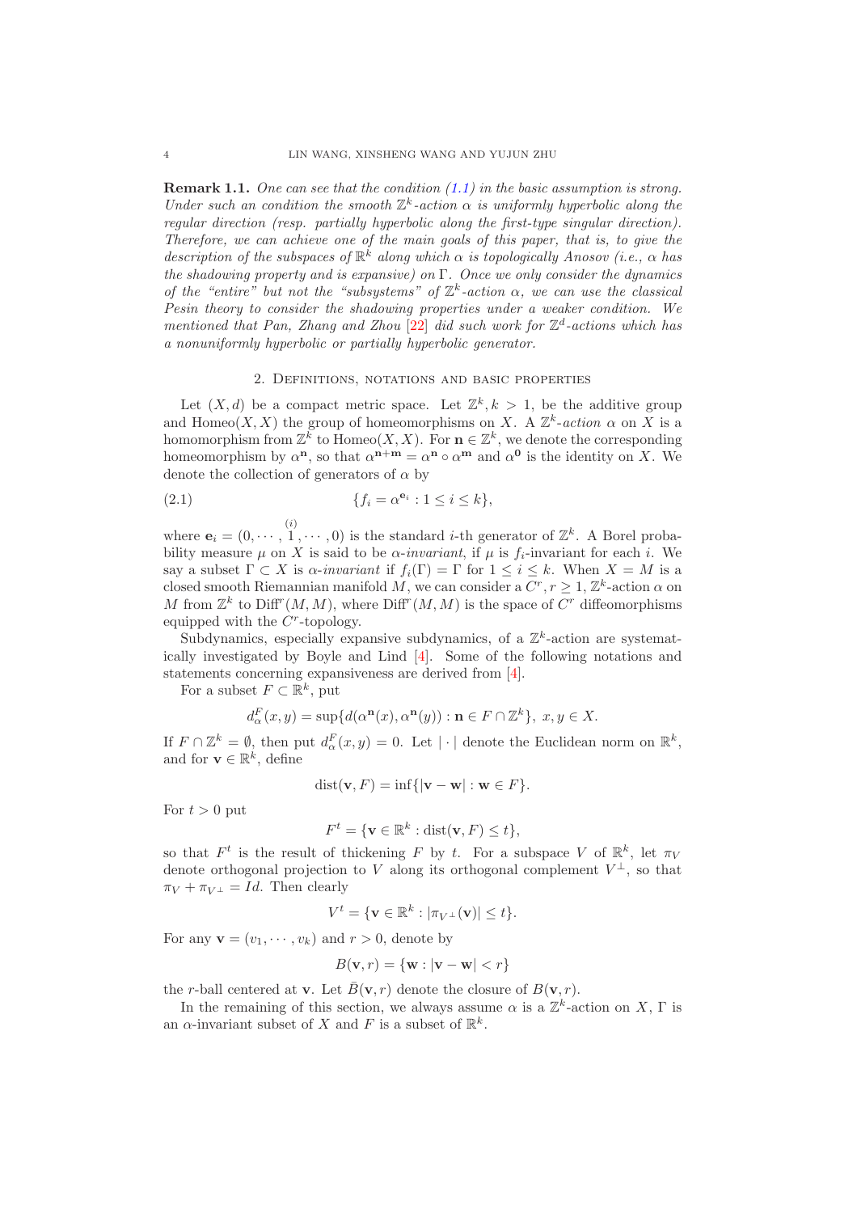**Remark 1.1.** *One can see that the condition (1.1) in the basic assumption is strong. Under such an condition the smooth $\mathbb{Z}^k$-action $\alpha$ is uniformly hyperbolic along the regular direction (resp. partially hyperbolic along the first-type singular direction). Therefore, we can achieve one of the main goals of this paper, that is, to give the description of the subspaces of $\mathbb{R}^k$ along which $\alpha$ is topologically Anosov (i.e., $\alpha$ has the shadowing property and is expansive) on $\Gamma$. Once we only consider the dynamics of the "entire" but not the "subsystems" of $\mathbb{Z}^k$-action $\alpha$, we can use the classical Pesin theory to consider the shadowing properties under a weaker condition. We mentioned that Pan, Zhang and Zhou [22] did such work for $\mathbb{Z}^d$-actions which has a nonuniformly hyperbolic or partially hyperbolic generator.*

## 2. Definitions, notations and basic properties

Let $(X, d)$ be a compact metric space. Let $\mathbb{Z}^k, k > 1$, be the additive group and $\mathrm{Homeo}(X, X)$ the group of homeomorphisms on $X$. A $\mathbb{Z}^k$-*action* $\alpha$ on $X$ is a homomorphism from $\mathbb{Z}^k$ to $\mathrm{Homeo}(X, X)$. For $\mathbf{n} \in \mathbb{Z}^k$, we denote the corresponding homeomorphism by $\alpha^{\mathbf{n}}$, so that $\alpha^{\mathbf{n}+\mathbf{m}} = \alpha^{\mathbf{n}} \circ \alpha^{\mathbf{m}}$ and $\alpha^{\mathbf{0}}$ is the identity on $X$. We denote the collection of generators of $\alpha$ by

$$\{f_i = \alpha^{\mathbf{e}_i} : 1 \leq i \leq k\}, \tag{2.1}$$

where $\mathbf{e}_i = (0, \cdots, \overset{(i)}{1}, \cdots, 0)$ is the standard $i$-th generator of $\mathbb{Z}^k$. A Borel probability measure $\mu$ on $X$ is said to be $\alpha$-*invariant*, if $\mu$ is $f_i$-invariant for each $i$. We say a subset $\Gamma \subset X$ is $\alpha$-*invariant* if $f_i(\Gamma) = \Gamma$ for $1 \leq i \leq k$. When $X = M$ is a closed smooth Riemannian manifold $M$, we can consider a $C^r, r \geq 1$, $\mathbb{Z}^k$-action $\alpha$ on $M$ from $\mathbb{Z}^k$ to $\mathrm{Diff}^r(M, M)$, where $\mathrm{Diff}^r(M, M)$ is the space of $C^r$ diffeomorphisms equipped with the $C^r$-topology.

Subdynamics, especially expansive subdynamics, of a $\mathbb{Z}^k$-action are systematically investigated by Boyle and Lind [4]. Some of the following notations and statements concerning expansiveness are derived from [4].

For a subset $F \subset \mathbb{R}^k$, put

$$d_\alpha^F(x, y) = \sup\{d(\alpha^{\mathbf{n}}(x), \alpha^{\mathbf{n}}(y)) : \mathbf{n} \in F \cap \mathbb{Z}^k\},\ x, y \in X.$$

If $F \cap \mathbb{Z}^k = \emptyset$, then put $d_\alpha^F(x, y) = 0$. Let $|\cdot|$ denote the Euclidean norm on $\mathbb{R}^k$, and for $\mathbf{v} \in \mathbb{R}^k$, define

$$\mathrm{dist}(\mathbf{v}, F) = \inf\{|\mathbf{v} - \mathbf{w}| : \mathbf{w} \in F\}.$$

For $t > 0$ put

$$F^t = \{\mathbf{v} \in \mathbb{R}^k : \mathrm{dist}(\mathbf{v}, F) \leq t\},$$

so that $F^t$ is the result of thickening $F$ by $t$. For a subspace $V$ of $\mathbb{R}^k$, let $\pi_V$ denote orthogonal projection to $V$ along its orthogonal complement $V^\perp$, so that $\pi_V + \pi_{V^\perp} = Id$. Then clearly

$$V^t = \{\mathbf{v} \in \mathbb{R}^k : |\pi_{V^\perp}(\mathbf{v})| \leq t\}.$$

For any $\mathbf{v} = (v_1, \cdots, v_k)$ and $r > 0$, denote by

$$B(\mathbf{v}, r) = \{\mathbf{w} : |\mathbf{v} - \mathbf{w}| < r\}$$

the $r$-ball centered at $\mathbf{v}$. Let $\bar{B}(\mathbf{v}, r)$ denote the closure of $B(\mathbf{v}, r)$.

In the remaining of this section, we always assume $\alpha$ is a $\mathbb{Z}^k$-action on $X$, $\Gamma$ is an $\alpha$-invariant subset of $X$ and $F$ is a subset of $\mathbb{R}^k$.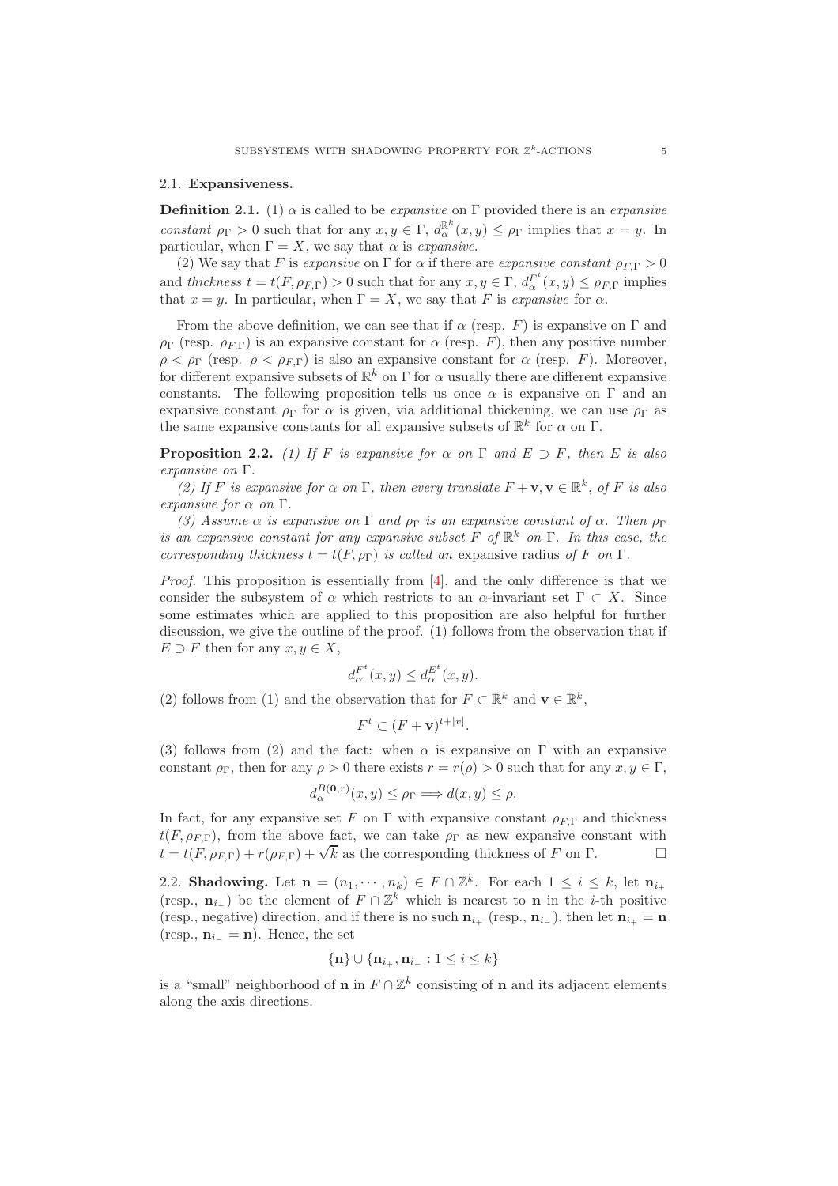### 2.1. Expansiveness.

**Definition 2.1.** (1) $\alpha$ is called to be *expansive* on $\Gamma$ provided there is an *expansive constant* $\rho_\Gamma > 0$ such that for any $x, y \in \Gamma$, $d_\alpha^{\mathbb{R}^k}(x, y) \le \rho_\Gamma$ implies that $x = y$. In particular, when $\Gamma = X$, we say that $\alpha$ is *expansive*.

(2) We say that $F$ is *expansive* on $\Gamma$ for $\alpha$ if there are *expansive constant* $\rho_{F,\Gamma} > 0$ and *thickness* $t = t(F, \rho_{F,\Gamma}) > 0$ such that for any $x, y \in \Gamma$, $d_\alpha^{F^t}(x, y) \le \rho_{F,\Gamma}$ implies that $x = y$. In particular, when $\Gamma = X$, we say that $F$ is *expansive* for $\alpha$.

From the above definition, we can see that if $\alpha$ (resp. $F$) is expansive on $\Gamma$ and $\rho_\Gamma$ (resp. $\rho_{F,\Gamma}$) is an expansive constant for $\alpha$ (resp. $F$), then any positive number $\rho < \rho_\Gamma$ (resp. $\rho < \rho_{F,\Gamma}$) is also an expansive constant for $\alpha$ (resp. $F$). Moreover, for different expansive subsets of $\mathbb{R}^k$ on $\Gamma$ for $\alpha$ usually there are different expansive constants. The following proposition tells us once $\alpha$ is expansive on $\Gamma$ and an expansive constant $\rho_\Gamma$ for $\alpha$ is given, via additional thickening, we can use $\rho_\Gamma$ as the same expansive constants for all expansive subsets of $\mathbb{R}^k$ for $\alpha$ on $\Gamma$.

**Proposition 2.2.** *(1) If $F$ is expansive for $\alpha$ on $\Gamma$ and $E \supset F$, then $E$ is also expansive on $\Gamma$.*

*(2) If $F$ is expansive for $\alpha$ on $\Gamma$, then every translate $F + \mathbf{v}, \mathbf{v} \in \mathbb{R}^k$, of $F$ is also expansive for $\alpha$ on $\Gamma$.*

*(3) Assume $\alpha$ is expansive on $\Gamma$ and $\rho_\Gamma$ is an expansive constant of $\alpha$. Then $\rho_\Gamma$ is an expansive constant for any expansive subset $F$ of $\mathbb{R}^k$ on $\Gamma$. In this case, the corresponding thickness $t = t(F, \rho_\Gamma)$ is called an* expansive radius *of $F$ on $\Gamma$.*

*Proof.* This proposition is essentially from [4], and the only difference is that we consider the subsystem of $\alpha$ which restricts to an $\alpha$-invariant set $\Gamma \subset X$. Since some estimates which are applied to this proposition are also helpful for further discussion, we give the outline of the proof. (1) follows from the observation that if $E \supset F$ then for any $x, y \in X$,

$$d_\alpha^{F^t}(x, y) \le d_\alpha^{E^t}(x, y).$$

(2) follows from (1) and the observation that for $F \subset \mathbb{R}^k$ and $\mathbf{v} \in \mathbb{R}^k$,

$$F^t \subset (F + \mathbf{v})^{t+|v|}.$$

(3) follows from (2) and the fact: when $\alpha$ is expansive on $\Gamma$ with an expansive constant $\rho_\Gamma$, then for any $\rho > 0$ there exists $r = r(\rho) > 0$ such that for any $x, y \in \Gamma$,

$$d_\alpha^{B(\mathbf{0},r)}(x, y) \le \rho_\Gamma \Longrightarrow d(x, y) \le \rho.$$

In fact, for any expansive set $F$ on $\Gamma$ with expansive constant $\rho_{F,\Gamma}$ and thickness $t(F, \rho_{F,\Gamma})$, from the above fact, we can take $\rho_\Gamma$ as new expansive constant with $t = t(F, \rho_{F,\Gamma}) + r(\rho_{F,\Gamma}) + \sqrt{k}$ as the corresponding thickness of $F$ on $\Gamma$. □

### 2.2. Shadowing.

Let $\mathbf{n} = (n_1, \cdots, n_k) \in F \cap \mathbb{Z}^k$. For each $1 \le i \le k$, let $\mathbf{n}_{i_+}$ (resp., $\mathbf{n}_{i_-}$) be the element of $F \cap \mathbb{Z}^k$ which is nearest to $\mathbf{n}$ in the $i$-th positive (resp., negative) direction, and if there is no such $\mathbf{n}_{i_+}$ (resp., $\mathbf{n}_{i_-}$), then let $\mathbf{n}_{i_+} = \mathbf{n}$ (resp., $\mathbf{n}_{i_-} = \mathbf{n}$). Hence, the set

$$\{\mathbf{n}\} \cup \{\mathbf{n}_{i_+}, \mathbf{n}_{i_-} : 1 \le i \le k\}$$

is a "small" neighborhood of $\mathbf{n}$ in $F \cap \mathbb{Z}^k$ consisting of $\mathbf{n}$ and its adjacent elements along the axis directions.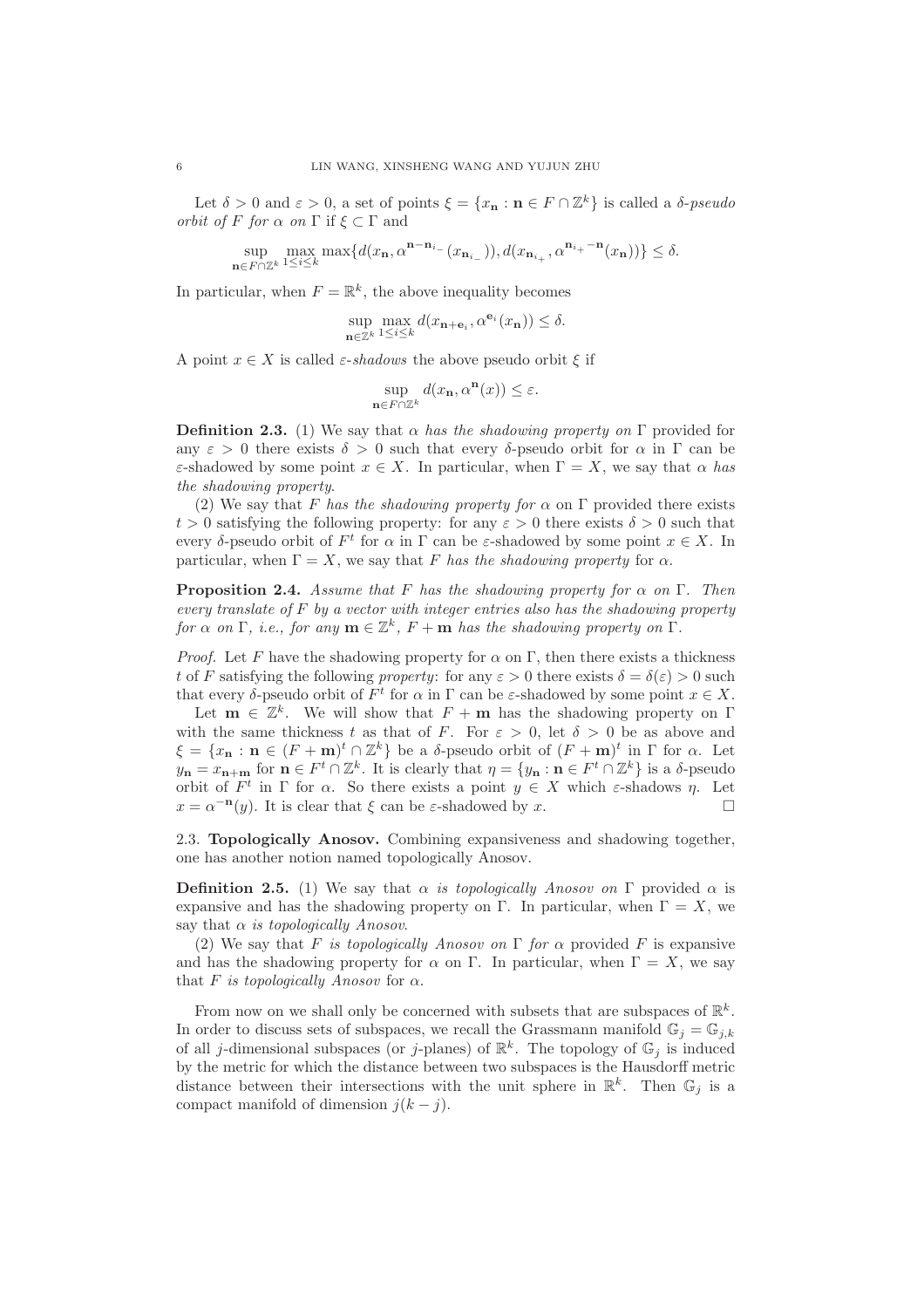Let $\delta > 0$ and $\varepsilon > 0$, a set of points $\xi = \{x_{\mathbf{n}} : \mathbf{n} \in F \cap \mathbb{Z}^k\}$ is called a *$\delta$-pseudo orbit of $F$ for $\alpha$ on $\Gamma$* if $\xi \subset \Gamma$ and

$$\sup_{\mathbf{n}\in F\cap\mathbb{Z}^k} \max_{1\le i\le k} \max\{d(x_{\mathbf{n}}, \alpha^{\mathbf{n}-\mathbf{n}_{i_-}}(x_{\mathbf{n}_{i_-}})), d(x_{\mathbf{n}_{i_+}}, \alpha^{\mathbf{n}_{i_+}-\mathbf{n}}(x_{\mathbf{n}}))\} \le \delta.$$

In particular, when $F = \mathbb{R}^k$, the above inequality becomes

$$\sup_{\mathbf{n}\in\mathbb{Z}^k} \max_{1\le i\le k} d(x_{\mathbf{n}+\mathbf{e}_i}, \alpha^{\mathbf{e}_i}(x_{\mathbf{n}})) \le \delta.$$

A point $x \in X$ is called *$\varepsilon$-shadows* the above pseudo orbit $\xi$ if

$$\sup_{\mathbf{n}\in F\cap\mathbb{Z}^k} d(x_{\mathbf{n}}, \alpha^{\mathbf{n}}(x)) \le \varepsilon.$$

**Definition 2.3.** (1) We say that *$\alpha$ has the shadowing property on $\Gamma$* provided for any $\varepsilon > 0$ there exists $\delta > 0$ such that every $\delta$-pseudo orbit for $\alpha$ in $\Gamma$ can be $\varepsilon$-shadowed by some point $x \in X$. In particular, when $\Gamma = X$, we say that *$\alpha$ has the shadowing property*.

(2) We say that *$F$ has the shadowing property for $\alpha$* on $\Gamma$ provided there exists $t > 0$ satisfying the following property: for any $\varepsilon > 0$ there exists $\delta > 0$ such that every $\delta$-pseudo orbit of $F^t$ for $\alpha$ in $\Gamma$ can be $\varepsilon$-shadowed by some point $x \in X$. In particular, when $\Gamma = X$, we say that *$F$ has the shadowing property* for $\alpha$.

**Proposition 2.4.** *Assume that $F$ has the shadowing property for $\alpha$ on $\Gamma$. Then every translate of $F$ by a vector with integer entries also has the shadowing property for $\alpha$ on $\Gamma$, i.e., for any $\mathbf{m} \in \mathbb{Z}^k$, $F + \mathbf{m}$ has the shadowing property on $\Gamma$.*

*Proof.* Let $F$ have the shadowing property for $\alpha$ on $\Gamma$, then there exists a thickness $t$ of $F$ satisfying the following *property*: for any $\varepsilon > 0$ there exists $\delta = \delta(\varepsilon) > 0$ such that every $\delta$-pseudo orbit of $F^t$ for $\alpha$ in $\Gamma$ can be $\varepsilon$-shadowed by some point $x \in X$.

Let $\mathbf{m} \in \mathbb{Z}^k$. We will show that $F + \mathbf{m}$ has the shadowing property on $\Gamma$ with the same thickness $t$ as that of $F$. For $\varepsilon > 0$, let $\delta > 0$ be as above and $\xi = \{x_{\mathbf{n}} : \mathbf{n} \in (F + \mathbf{m})^t \cap \mathbb{Z}^k\}$ be a $\delta$-pseudo orbit of $(F + \mathbf{m})^t$ in $\Gamma$ for $\alpha$. Let $y_{\mathbf{n}} = x_{\mathbf{n}+\mathbf{m}}$ for $\mathbf{n} \in F^t \cap \mathbb{Z}^k$. It is clearly that $\eta = \{y_{\mathbf{n}} : \mathbf{n} \in F^t \cap \mathbb{Z}^k\}$ is a $\delta$-pseudo orbit of $F^t$ in $\Gamma$ for $\alpha$. So there exists a point $y \in X$ which $\varepsilon$-shadows $\eta$. Let $x = \alpha^{-\mathbf{n}}(y)$. It is clear that $\xi$ can be $\varepsilon$-shadowed by $x$. $\square$

### 2.3. Topologically Anosov.

Combining expansiveness and shadowing together, one has another notion named topologically Anosov.

**Definition 2.5.** (1) We say that *$\alpha$ is topologically Anosov on $\Gamma$* provided $\alpha$ is expansive and has the shadowing property on $\Gamma$. In particular, when $\Gamma = X$, we say that *$\alpha$ is topologically Anosov*.

(2) We say that *$F$ is topologically Anosov on $\Gamma$ for $\alpha$* provided $F$ is expansive and has the shadowing property for $\alpha$ on $\Gamma$. In particular, when $\Gamma = X$, we say that *$F$ is topologically Anosov* for $\alpha$.

From now on we shall only be concerned with subsets that are subspaces of $\mathbb{R}^k$. In order to discuss sets of subspaces, we recall the Grassmann manifold $\mathbb{G}_j = \mathbb{G}_{j,k}$ of all $j$-dimensional subspaces (or $j$-planes) of $\mathbb{R}^k$. The topology of $\mathbb{G}_j$ is induced by the metric for which the distance between two subspaces is the Hausdorff metric distance between their intersections with the unit sphere in $\mathbb{R}^k$. Then $\mathbb{G}_j$ is a compact manifold of dimension $j(k - j)$.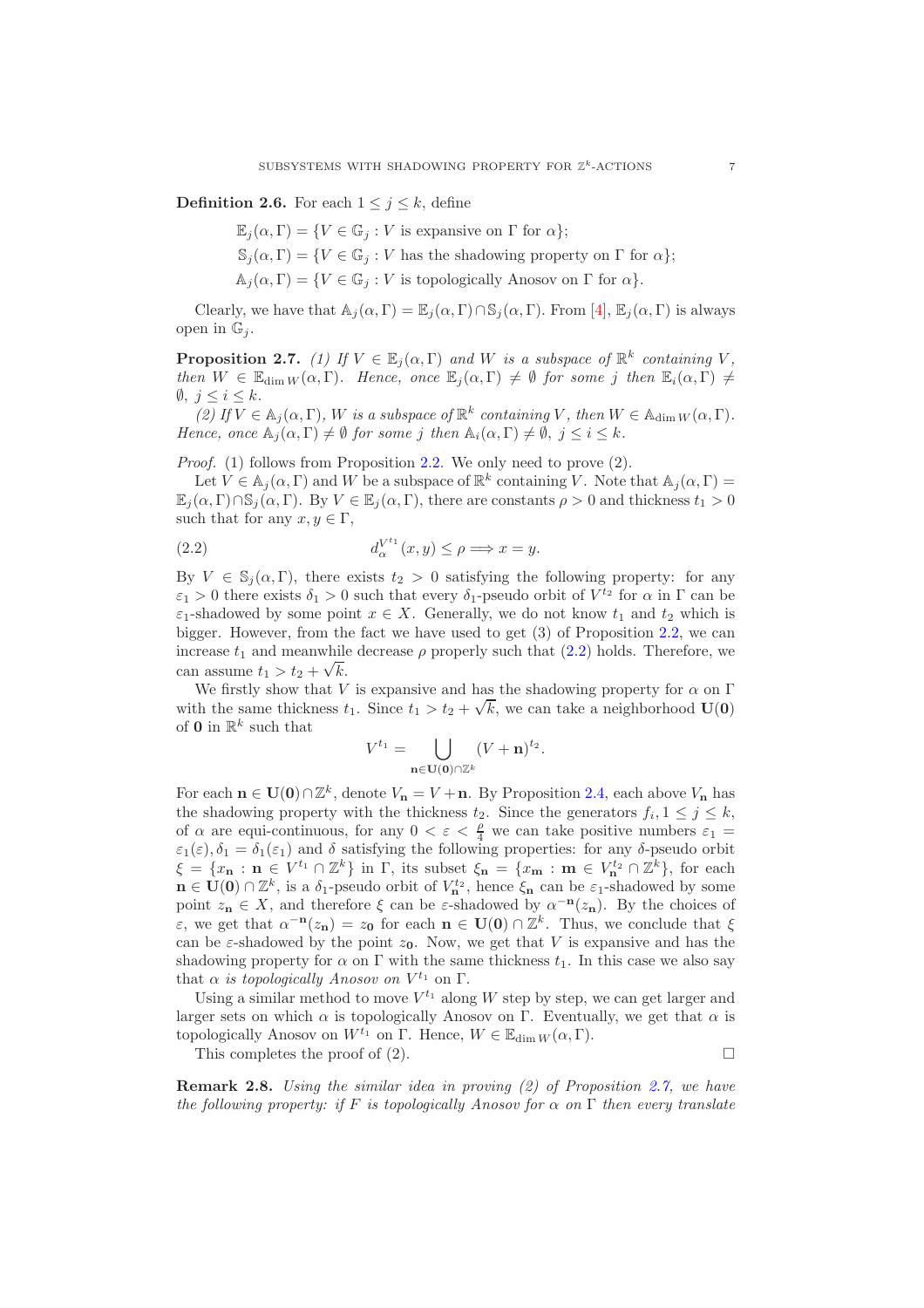**Definition 2.6.** For each $1 \le j \le k$, define

$$\mathbb{E}_j(\alpha, \Gamma) = \{V \in \mathbb{G}_j : V \text{ is expansive on } \Gamma \text{ for } \alpha\};$$
$$\mathbb{S}_j(\alpha, \Gamma) = \{V \in \mathbb{G}_j : V \text{ has the shadowing property on } \Gamma \text{ for } \alpha\};$$
$$\mathbb{A}_j(\alpha, \Gamma) = \{V \in \mathbb{G}_j : V \text{ is topologically Anosov on } \Gamma \text{ for } \alpha\}.$$

Clearly, we have that $\mathbb{A}_j(\alpha, \Gamma) = \mathbb{E}_j(\alpha, \Gamma) \cap \mathbb{S}_j(\alpha, \Gamma)$. From [4], $\mathbb{E}_j(\alpha, \Gamma)$ is always open in $\mathbb{G}_j$.

**Proposition 2.7.** *(1) If $V \in \mathbb{E}_j(\alpha, \Gamma)$ and $W$ is a subspace of $\mathbb{R}^k$ containing $V$, then $W \in \mathbb{E}_{\dim W}(\alpha, \Gamma)$. Hence, once $\mathbb{E}_j(\alpha, \Gamma) \neq \emptyset$ for some $j$ then $\mathbb{E}_i(\alpha, \Gamma) \neq \emptyset$, $j \le i \le k$.*

*(2) If $V \in \mathbb{A}_j(\alpha, \Gamma)$, $W$ is a subspace of $\mathbb{R}^k$ containing $V$, then $W \in \mathbb{A}_{\dim W}(\alpha, \Gamma)$. Hence, once $\mathbb{A}_j(\alpha, \Gamma) \neq \emptyset$ for some $j$ then $\mathbb{A}_i(\alpha, \Gamma) \neq \emptyset$, $j \le i \le k$.*

*Proof.* (1) follows from Proposition 2.2. We only need to prove (2).

Let $V \in \mathbb{A}_j(\alpha, \Gamma)$ and $W$ be a subspace of $\mathbb{R}^k$ containing $V$. Note that $\mathbb{A}_j(\alpha, \Gamma) = \mathbb{E}_j(\alpha, \Gamma) \cap \mathbb{S}_j(\alpha, \Gamma)$. By $V \in \mathbb{E}_j(\alpha, \Gamma)$, there are constants $\rho > 0$ and thickness $t_1 > 0$ such that for any $x, y \in \Gamma$,

$$d_\alpha^{V^{t_1}}(x, y) \le \rho \Longrightarrow x = y. \tag{2.2}$$

By $V \in \mathbb{S}_j(\alpha, \Gamma)$, there exists $t_2 > 0$ satisfying the following property: for any $\varepsilon_1 > 0$ there exists $\delta_1 > 0$ such that every $\delta_1$-pseudo orbit of $V^{t_2}$ for $\alpha$ in $\Gamma$ can be $\varepsilon_1$-shadowed by some point $x \in X$. Generally, we do not know $t_1$ and $t_2$ which is bigger. However, from the fact we have used to get (3) of Proposition 2.2, we can increase $t_1$ and meanwhile decrease $\rho$ properly such that (2.2) holds. Therefore, we can assume $t_1 > t_2 + \sqrt{k}$.

We firstly show that $V$ is expansive and has the shadowing property for $\alpha$ on $\Gamma$ with the same thickness $t_1$. Since $t_1 > t_2 + \sqrt{k}$, we can take a neighborhood $\mathbf{U}(\mathbf{0})$ of $\mathbf{0}$ in $\mathbb{R}^k$ such that

$$V^{t_1} = \bigcup_{\mathbf{n} \in \mathbf{U}(\mathbf{0}) \cap \mathbb{Z}^k} (V + \mathbf{n})^{t_2}.$$

For each $\mathbf{n} \in \mathbf{U}(\mathbf{0}) \cap \mathbb{Z}^k$, denote $V_\mathbf{n} = V + \mathbf{n}$. By Proposition 2.4, each above $V_\mathbf{n}$ has the shadowing property with the thickness $t_2$. Since the generators $f_i, 1 \le j \le k$, of $\alpha$ are equi-continuous, for any $0 < \varepsilon < \frac{\rho}{4}$ we can take positive numbers $\varepsilon_1 = \varepsilon_1(\varepsilon), \delta_1 = \delta_1(\varepsilon_1)$ and $\delta$ satisfying the following properties: for any $\delta$-pseudo orbit $\xi = \{x_\mathbf{n} : \mathbf{n} \in V^{t_1} \cap \mathbb{Z}^k\}$ in $\Gamma$, its subset $\xi_\mathbf{n} = \{x_\mathbf{m} : \mathbf{m} \in V_\mathbf{n}^{t_2} \cap \mathbb{Z}^k\}$, for each $\mathbf{n} \in \mathbf{U}(\mathbf{0}) \cap \mathbb{Z}^k$, is a $\delta_1$-pseudo orbit of $V_\mathbf{n}^{t_2}$, hence $\xi_\mathbf{n}$ can be $\varepsilon_1$-shadowed by some point $z_\mathbf{n} \in X$, and therefore $\xi$ can be $\varepsilon$-shadowed by $\alpha^{-\mathbf{n}}(z_\mathbf{n})$. By the choices of $\varepsilon$, we get that $\alpha^{-\mathbf{n}}(z_\mathbf{n}) = z_\mathbf{0}$ for each $\mathbf{n} \in \mathbf{U}(\mathbf{0}) \cap \mathbb{Z}^k$. Thus, we conclude that $\xi$ can be $\varepsilon$-shadowed by the point $z_\mathbf{0}$. Now, we get that $V$ is expansive and has the shadowing property for $\alpha$ on $\Gamma$ with the same thickness $t_1$. In this case we also say that $\alpha$ *is topologically Anosov on* $V^{t_1}$ on $\Gamma$.

Using a similar method to move $V^{t_1}$ along $W$ step by step, we can get larger and larger sets on which $\alpha$ is topologically Anosov on $\Gamma$. Eventually, we get that $\alpha$ is topologically Anosov on $W^{t_1}$ on $\Gamma$. Hence, $W \in \mathbb{E}_{\dim W}(\alpha, \Gamma)$.

This completes the proof of (2). $\square$

**Remark 2.8.** *Using the similar idea in proving (2) of Proposition 2.7, we have the following property: if $F$ is topologically Anosov for $\alpha$ on $\Gamma$ then every translate*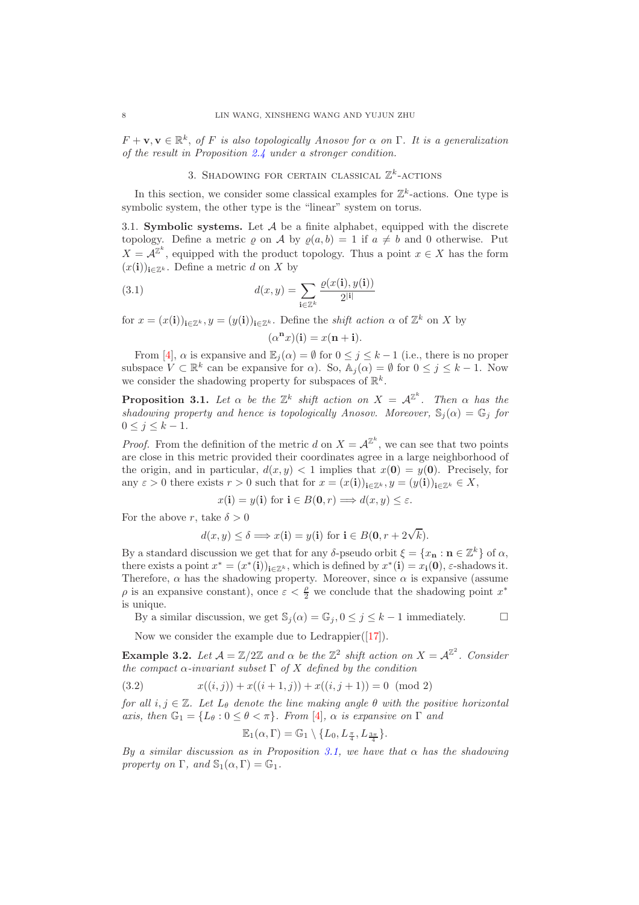*$F + \mathbf{v}, \mathbf{v} \in \mathbb{R}^k$, of $F$ is also topologically Anosov for $\alpha$ on $\Gamma$. It is a generalization of the result in Proposition 2.4 under a stronger condition.*

## 3. Shadowing for certain classical $\mathbb{Z}^k$-actions

In this section, we consider some classical examples for $\mathbb{Z}^k$-actions. One type is symbolic system, the other type is the "linear" system on torus.

**3.1. Symbolic systems.** Let $\mathcal{A}$ be a finite alphabet, equipped with the discrete topology. Define a metric $\varrho$ on $\mathcal{A}$ by $\varrho(a, b) = 1$ if $a \neq b$ and 0 otherwise. Put $X = \mathcal{A}^{\mathbb{Z}^k}$, equipped with the product topology. Thus a point $x \in X$ has the form $(x(\mathbf{i}))_{\mathbf{i}\in\mathbb{Z}^k}$. Define a metric $d$ on $X$ by

$$d(x, y) = \sum_{\mathbf{i}\in\mathbb{Z}^k} \frac{\varrho(x(\mathbf{i}), y(\mathbf{i}))}{2^{|\mathbf{i}|}} \tag{3.1}$$

for $x = (x(\mathbf{i}))_{\mathbf{i}\in\mathbb{Z}^k}, y = (y(\mathbf{i}))_{\mathbf{i}\in\mathbb{Z}^k}$. Define the *shift action* $\alpha$ of $\mathbb{Z}^k$ on $X$ by

$$(\alpha^{\mathbf{n}}x)(\mathbf{i}) = x(\mathbf{n} + \mathbf{i}).$$

From [4], $\alpha$ is expansive and $\mathbb{E}_j(\alpha) = \emptyset$ for $0 \le j \le k-1$ (i.e., there is no proper subspace $V \subset \mathbb{R}^k$ can be expansive for $\alpha$). So, $\mathbb{A}_j(\alpha) = \emptyset$ for $0 \le j \le k-1$. Now we consider the shadowing property for subspaces of $\mathbb{R}^k$.

**Proposition 3.1.** *Let $\alpha$ be the $\mathbb{Z}^k$ shift action on $X = \mathcal{A}^{\mathbb{Z}^k}$. Then $\alpha$ has the shadowing property and hence is topologically Anosov. Moreover, $\mathbb{S}_j(\alpha) = \mathbb{G}_j$ for $0 \le j \le k-1$.*

*Proof.* From the definition of the metric $d$ on $X = \mathcal{A}^{\mathbb{Z}^k}$, we can see that two points are close in this metric provided their coordinates agree in a large neighborhood of the origin, and in particular, $d(x, y) < 1$ implies that $x(\mathbf{0}) = y(\mathbf{0})$. Precisely, for any $\varepsilon > 0$ there exists $r > 0$ such that for $x = (x(\mathbf{i}))_{\mathbf{i}\in\mathbb{Z}^k}, y = (y(\mathbf{i}))_{\mathbf{i}\in\mathbb{Z}^k} \in X$,

$$x(\mathbf{i}) = y(\mathbf{i}) \text{ for } \mathbf{i} \in B(\mathbf{0}, r) \Longrightarrow d(x, y) \le \varepsilon.$$

For the above $r$, take $\delta > 0$

$$d(x, y) \le \delta \Longrightarrow x(\mathbf{i}) = y(\mathbf{i}) \text{ for } \mathbf{i} \in B(\mathbf{0}, r + 2\sqrt{k}).$$

By a standard discussion we get that for any $\delta$-pseudo orbit $\xi = \{x_{\mathbf{n}} : \mathbf{n} \in \mathbb{Z}^k\}$ of $\alpha$, there exists a point $x^* = (x^*(\mathbf{i}))_{\mathbf{i}\in\mathbb{Z}^k}$, which is defined by $x^*(\mathbf{i}) = x_{\mathbf{i}}(\mathbf{0})$, $\varepsilon$-shadows it. Therefore, $\alpha$ has the shadowing property. Moreover, since $\alpha$ is expansive (assume $\rho$ is an expansive constant), once $\varepsilon < \frac{\rho}{2}$ we conclude that the shadowing point $x^*$ is unique.

By a similar discussion, we get $\mathbb{S}_j(\alpha) = \mathbb{G}_j, 0 \le j \le k-1$ immediately. $\square$

Now we consider the example due to Ledrappier([17]).

**Example 3.2.** *Let $\mathcal{A} = \mathbb{Z}/2\mathbb{Z}$ and $\alpha$ be the $\mathbb{Z}^2$ shift action on $X = \mathcal{A}^{\mathbb{Z}^2}$. Consider the compact $\alpha$-invariant subset $\Gamma$ of $X$ defined by the condition*

$$x((i, j)) + x((i + 1, j)) + x((i, j + 1)) = 0 \pmod 2 \tag{3.2}$$

*for all $i, j \in \mathbb{Z}$. Let $L_\theta$ denote the line making angle $\theta$ with the positive horizontal axis, then $\mathbb{G}_1 = \{L_\theta : 0 \le \theta < \pi\}$. From [4], $\alpha$ is expansive on $\Gamma$ and*

$$\mathbb{E}_1(\alpha, \Gamma) = \mathbb{G}_1 \setminus \{L_0, L_{\frac{\pi}{4}}, L_{\frac{3\pi}{4}}\}.$$

*By a similar discussion as in Proposition 3.1, we have that $\alpha$ has the shadowing property on $\Gamma$, and $\mathbb{S}_1(\alpha, \Gamma) = \mathbb{G}_1$.*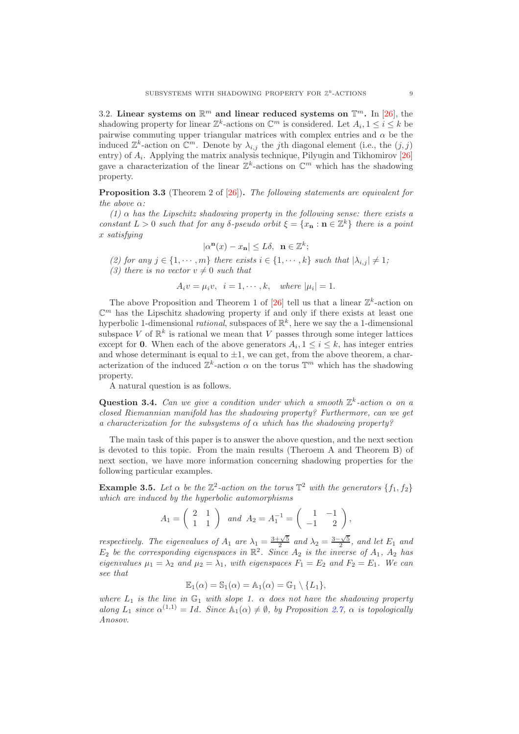### 3.2. Linear systems on $\mathbb{R}^m$ and linear reduced systems on $\mathbb{T}^m$.

In [26], the shadowing property for linear $\mathbb{Z}^k$-actions on $\mathbb{C}^m$ is considered. Let $A_i, 1 \le i \le k$ be pairwise commuting upper triangular matrices with complex entries and $\alpha$ be the induced $\mathbb{Z}^k$-action on $\mathbb{C}^m$. Denote by $\lambda_{i,j}$ the $j$th diagonal element (i.e., the $(j,j)$ entry) of $A_i$. Applying the matrix analysis technique, Pilyugin and Tikhomirov [26] gave a characterization of the linear $\mathbb{Z}^k$-actions on $\mathbb{C}^m$ which has the shadowing property.

**Proposition 3.3** (Theorem 2 of [26])**.** *The following statements are equivalent for the above $\alpha$:*

*(1) $\alpha$ has the Lipschitz shadowing property in the following sense: there exists a constant $L > 0$ such that for any $\delta$-pseudo orbit $\xi = \{x_{\mathbf{n}} : \mathbf{n} \in \mathbb{Z}^k\}$ there is a point $x$ satisfying*

$$|\alpha^{\mathbf{n}}(x) - x_{\mathbf{n}}| \le L\delta, \quad \mathbf{n} \in \mathbb{Z}^k;$$

*(2) for any $j \in \{1, \cdots, m\}$ there exists $i \in \{1, \cdots, k\}$ such that $|\lambda_{i,j}| \ne 1$;*

*(3) there is no vector $v \ne 0$ such that*

$$A_i v = \mu_i v, \quad i = 1, \cdots, k, \quad \textit{where } |\mu_i| = 1.$$

The above Proposition and Theorem 1 of [26] tell us that a linear $\mathbb{Z}^k$-action on $\mathbb{C}^m$ has the Lipschitz shadowing property if and only if there exists at least one hyperbolic 1-dimensional *rational*, subspaces of $\mathbb{R}^k$, here we say the a 1-dimensional subspace $V$ of $\mathbb{R}^k$ is rational we mean that $V$ passes through some integer lattices except for $\mathbf{0}$. When each of the above generators $A_i, 1 \le i \le k$, has integer entries and whose determinant is equal to $\pm 1$, we can get, from the above theorem, a characterization of the induced $\mathbb{Z}^k$-action $\alpha$ on the torus $\mathbb{T}^m$ which has the shadowing property.

A natural question is as follows.

**Question 3.4.** *Can we give a condition under which a smooth $\mathbb{Z}^k$-action $\alpha$ on a closed Riemannian manifold has the shadowing property? Furthermore, can we get a characterization for the subsystems of $\alpha$ which has the shadowing property?*

The main task of this paper is to answer the above question, and the next section is devoted to this topic. From the main results (Theroem A and Theorem B) of next section, we have more information concerning shadowing properties for the following particular examples.

**Example 3.5.** *Let $\alpha$ be the $\mathbb{Z}^2$-action on the torus $\mathbb{T}^2$ with the generators $\{f_1, f_2\}$ which are induced by the hyperbolic automorphisms*

$$A_1 = \begin{pmatrix} 2 & 1 \\ 1 & 1 \end{pmatrix} \text{ and } A_2 = A_1^{-1} = \begin{pmatrix} 1 & -1 \\ -1 & 2 \end{pmatrix},$$

*respectively. The eigenvalues of $A_1$ are $\lambda_1 = \frac{3+\sqrt{5}}{2}$ and $\lambda_2 = \frac{3-\sqrt{5}}{2}$, and let $E_1$ and $E_2$ be the corresponding eigenspaces in $\mathbb{R}^2$. Since $A_2$ is the inverse of $A_1$, $A_2$ has eigenvalues $\mu_1 = \lambda_2$ and $\mu_2 = \lambda_1$, with eigenspaces $F_1 = E_2$ and $F_2 = E_1$. We can see that*

$$\mathbb{E}_1(\alpha) = \mathbb{S}_1(\alpha) = \mathbb{A}_1(\alpha) = \mathbb{G}_1 \setminus \{L_1\},$$

*where $L_1$ is the line in $\mathbb{G}_1$ with slope 1. $\alpha$ does not have the shadowing property along $L_1$ since $\alpha^{(1,1)} = Id$. Since $\mathbb{A}_1(\alpha) \ne \emptyset$, by Proposition 2.7, $\alpha$ is topologically Anosov.*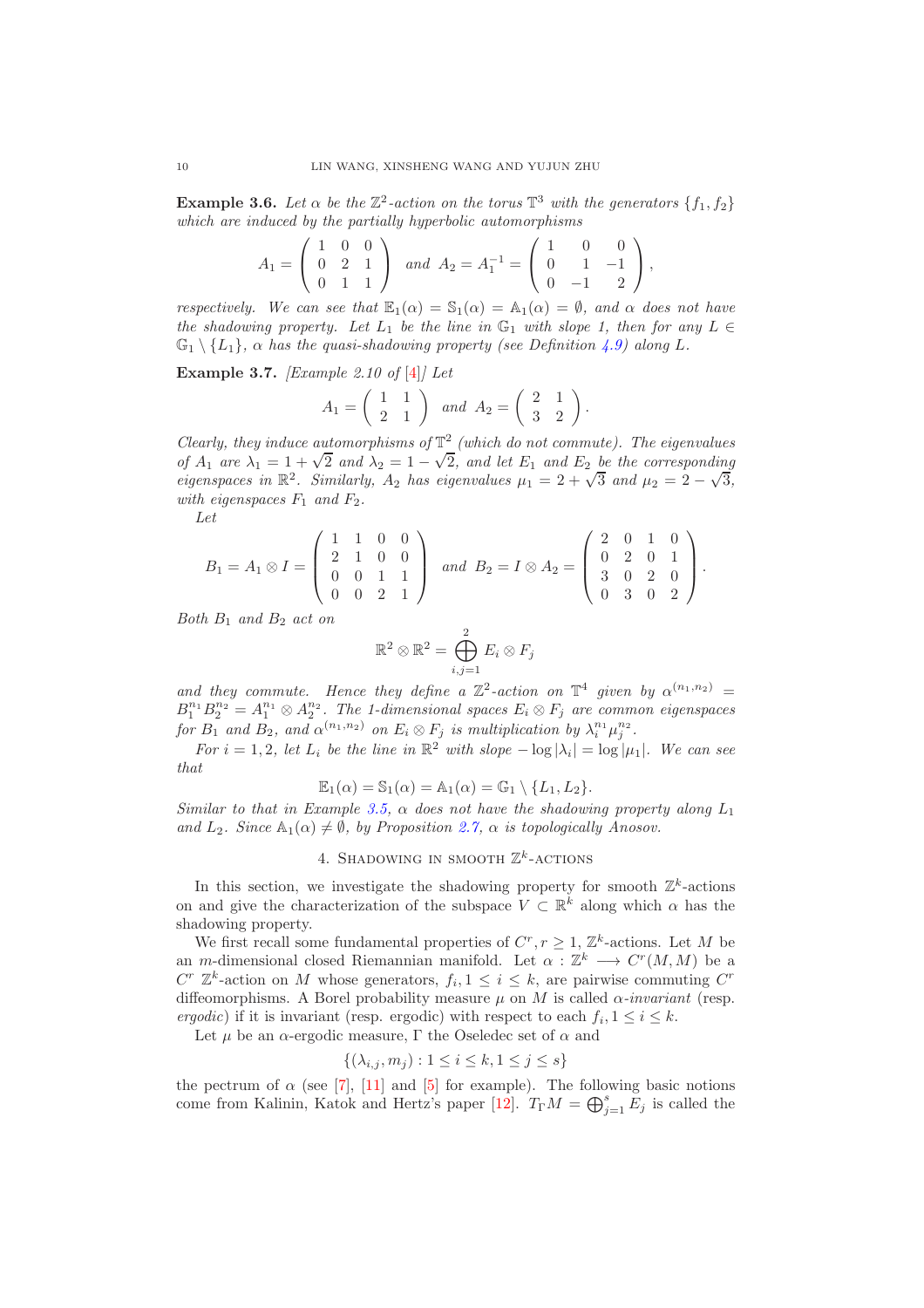**Example 3.6.** *Let $\alpha$ be the $\mathbb{Z}^2$-action on the torus $\mathbb{T}^3$ with the generators $\{f_1, f_2\}$ which are induced by the partially hyperbolic automorphisms*

$$A_1 = \begin{pmatrix} 1 & 0 & 0 \\ 0 & 2 & 1 \\ 0 & 1 & 1 \end{pmatrix} \text{ and } A_2 = A_1^{-1} = \begin{pmatrix} 1 & 0 & 0 \\ 0 & 1 & -1 \\ 0 & -1 & 2 \end{pmatrix},$$

*respectively. We can see that $\mathbb{E}_1(\alpha) = \mathbb{S}_1(\alpha) = \mathbb{A}_1(\alpha) = \emptyset$, and $\alpha$ does not have the shadowing property. Let $L_1$ be the line in $\mathbb{G}_1$ with slope 1, then for any $L \in \mathbb{G}_1 \setminus \{L_1\}$, $\alpha$ has the quasi-shadowing property (see Definition 4.9) along $L$.*

**Example 3.7.** *[Example 2.10 of [4]] Let*

$$A_1 = \begin{pmatrix} 1 & 1 \\ 2 & 1 \end{pmatrix} \text{ and } A_2 = \begin{pmatrix} 2 & 1 \\ 3 & 2 \end{pmatrix}.$$

*Clearly, they induce automorphisms of $\mathbb{T}^2$ (which do not commute). The eigenvalues of $A_1$ are $\lambda_1 = 1 + \sqrt{2}$ and $\lambda_2 = 1 - \sqrt{2}$, and let $E_1$ and $E_2$ be the corresponding eigenspaces in $\mathbb{R}^2$. Similarly, $A_2$ has eigenvalues $\mu_1 = 2 + \sqrt{3}$ and $\mu_2 = 2 - \sqrt{3}$, with eigenspaces $F_1$ and $F_2$.*

*Let*

$$B_1 = A_1 \otimes I = \begin{pmatrix} 1 & 1 & 0 & 0 \\ 2 & 1 & 0 & 0 \\ 0 & 0 & 1 & 1 \\ 0 & 0 & 2 & 1 \end{pmatrix} \text{ and } B_2 = I \otimes A_2 = \begin{pmatrix} 2 & 0 & 1 & 0 \\ 0 & 2 & 0 & 1 \\ 3 & 0 & 2 & 0 \\ 0 & 3 & 0 & 2 \end{pmatrix}.$$

*Both $B_1$ and $B_2$ act on*

$$\mathbb{R}^2 \otimes \mathbb{R}^2 = \bigoplus_{i,j=1}^{2} E_i \otimes F_j$$

*and they commute. Hence they define a $\mathbb{Z}^2$-action on $\mathbb{T}^4$ given by $\alpha^{(n_1,n_2)} = B_1^{n_1} B_2^{n_2} = A_1^{n_1} \otimes A_2^{n_2}$. The 1-dimensional spaces $E_i \otimes F_j$ are common eigenspaces for $B_1$ and $B_2$, and $\alpha^{(n_1,n_2)}$ on $E_i \otimes F_j$ is multiplication by $\lambda_i^{n_1} \mu_j^{n_2}$.*

*For $i = 1, 2$, let $L_i$ be the line in $\mathbb{R}^2$ with slope $-\log|\lambda_i| = \log|\mu_1|$. We can see that*

$$\mathbb{E}_1(\alpha) = \mathbb{S}_1(\alpha) = \mathbb{A}_1(\alpha) = \mathbb{G}_1 \setminus \{L_1, L_2\}.$$

*Similar to that in Example 3.5, $\alpha$ does not have the shadowing property along $L_1$ and $L_2$. Since $\mathbb{A}_1(\alpha) \neq \emptyset$, by Proposition 2.7, $\alpha$ is topologically Anosov.*

## 4. Shadowing in smooth $\mathbb{Z}^k$-actions

In this section, we investigate the shadowing property for smooth $\mathbb{Z}^k$-actions on and give the characterization of the subspace $V \subset \mathbb{R}^k$ along which $\alpha$ has the shadowing property.

We first recall some fundamental properties of $C^r, r \geq 1$, $\mathbb{Z}^k$-actions. Let $M$ be an $m$-dimensional closed Riemannian manifold. Let $\alpha : \mathbb{Z}^k \longrightarrow C^r(M, M)$ be a $C^r$ $\mathbb{Z}^k$-action on $M$ whose generators, $f_i, 1 \leq i \leq k$, are pairwise commuting $C^r$ diffeomorphisms. A Borel probability measure $\mu$ on $M$ is called *$\alpha$-invariant* (resp. *ergodic*) if it is invariant (resp. ergodic) with respect to each $f_i, 1 \leq i \leq k$.

Let $\mu$ be an $\alpha$-ergodic measure, $\Gamma$ the Oseledec set of $\alpha$ and

$$\{(\lambda_{i,j}, m_j) : 1 \leq i \leq k, 1 \leq j \leq s\}$$

the pectrum of $\alpha$ (see [7], [11] and [5] for example). The following basic notions come from Kalinin, Katok and Hertz's paper [12]. $T_\Gamma M = \bigoplus_{j=1}^{s} E_j$ is called the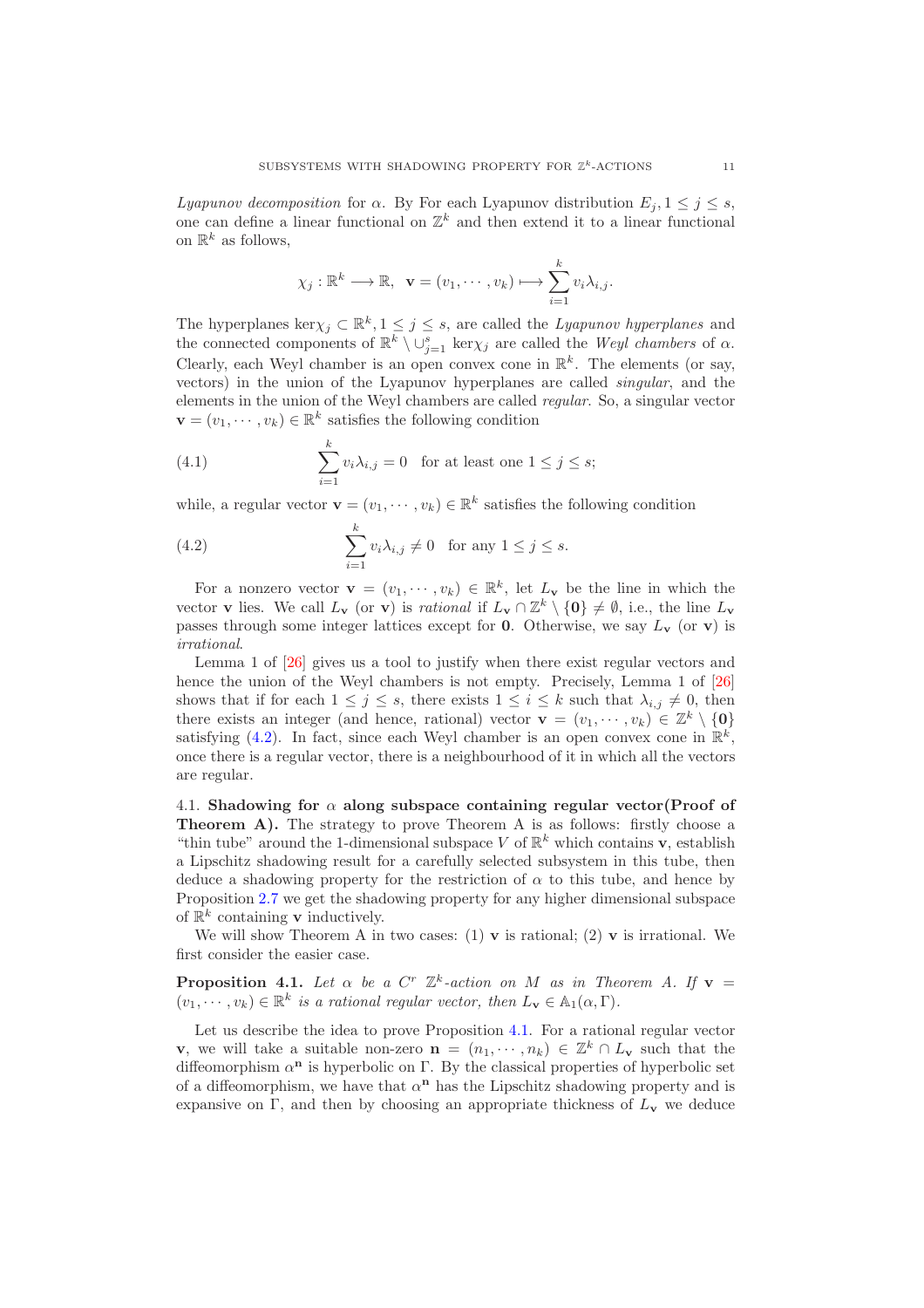*Lyapunov decomposition* for $\alpha$. By For each Lyapunov distribution $E_j, 1 \leq j \leq s$, one can define a linear functional on $\mathbb{Z}^k$ and then extend it to a linear functional on $\mathbb{R}^k$ as follows,

$$\chi_j : \mathbb{R}^k \longrightarrow \mathbb{R}, \quad \mathbf{v} = (v_1, \cdots, v_k) \longmapsto \sum_{i=1}^{k} v_i \lambda_{i,j}.$$

The hyperplanes $\ker\chi_j \subset \mathbb{R}^k, 1 \leq j \leq s$, are called the *Lyapunov hyperplanes* and the connected components of $\mathbb{R}^k \setminus \cup_{j=1}^{s} \ker\chi_j$ are called the *Weyl chambers* of $\alpha$. Clearly, each Weyl chamber is an open convex cone in $\mathbb{R}^k$. The elements (or say, vectors) in the union of the Lyapunov hyperplanes are called *singular*, and the elements in the union of the Weyl chambers are called *regular*. So, a singular vector $\mathbf{v} = (v_1, \cdots, v_k) \in \mathbb{R}^k$ satisfies the following condition

$$\sum_{i=1}^{k} v_i \lambda_{i,j} = 0 \quad \text{for at least one } 1 \leq j \leq s; \tag{4.1}$$

while, a regular vector $\mathbf{v} = (v_1, \cdots, v_k) \in \mathbb{R}^k$ satisfies the following condition

$$\sum_{i=1}^{k} v_i \lambda_{i,j} \neq 0 \quad \text{for any } 1 \leq j \leq s. \tag{4.2}$$

For a nonzero vector $\mathbf{v} = (v_1, \cdots, v_k) \in \mathbb{R}^k$, let $L_{\mathbf{v}}$ be the line in which the vector $\mathbf{v}$ lies. We call $L_{\mathbf{v}}$ (or $\mathbf{v}$) is *rational* if $L_{\mathbf{v}} \cap \mathbb{Z}^k \setminus \{\mathbf{0}\} \neq \emptyset$, i.e., the line $L_{\mathbf{v}}$ passes through some integer lattices except for $\mathbf{0}$. Otherwise, we say $L_{\mathbf{v}}$ (or $\mathbf{v}$) is *irrational*.

Lemma 1 of [26] gives us a tool to justify when there exist regular vectors and hence the union of the Weyl chambers is not empty. Precisely, Lemma 1 of [26] shows that if for each $1 \leq j \leq s$, there exists $1 \leq i \leq k$ such that $\lambda_{i,j} \neq 0$, then there exists an integer (and hence, rational) vector $\mathbf{v} = (v_1, \cdots, v_k) \in \mathbb{Z}^k \setminus \{\mathbf{0}\}$ satisfying (4.2). In fact, since each Weyl chamber is an open convex cone in $\mathbb{R}^k$, once there is a regular vector, there is a neighbourhood of it in which all the vectors are regular.

4.1. **Shadowing for $\alpha$ along subspace containing regular vector(Proof of Theorem A).** The strategy to prove Theorem A is as follows: firstly choose a "thin tube" around the 1-dimensional subspace $V$ of $\mathbb{R}^k$ which contains $\mathbf{v}$, establish a Lipschitz shadowing result for a carefully selected subsystem in this tube, then deduce a shadowing property for the restriction of $\alpha$ to this tube, and hence by Proposition 2.7 we get the shadowing property for any higher dimensional subspace of $\mathbb{R}^k$ containing $\mathbf{v}$ inductively.

We will show Theorem A in two cases: (1) $\mathbf{v}$ is rational; (2) $\mathbf{v}$ is irrational. We first consider the easier case.

**Proposition 4.1.** *Let $\alpha$ be a $C^r$ $\mathbb{Z}^k$-action on $M$ as in Theorem A. If $\mathbf{v} = (v_1, \cdots, v_k) \in \mathbb{R}^k$ is a rational regular vector, then $L_{\mathbf{v}} \in \mathbb{A}_1(\alpha, \Gamma)$.*

Let us describe the idea to prove Proposition 4.1. For a rational regular vector $\mathbf{v}$, we will take a suitable non-zero $\mathbf{n} = (n_1, \cdots, n_k) \in \mathbb{Z}^k \cap L_{\mathbf{v}}$ such that the diffeomorphism $\alpha^{\mathbf{n}}$ is hyperbolic on $\Gamma$. By the classical properties of hyperbolic set of a diffeomorphism, we have that $\alpha^{\mathbf{n}}$ has the Lipschitz shadowing property and is expansive on $\Gamma$, and then by choosing an appropriate thickness of $L_{\mathbf{v}}$ we deduce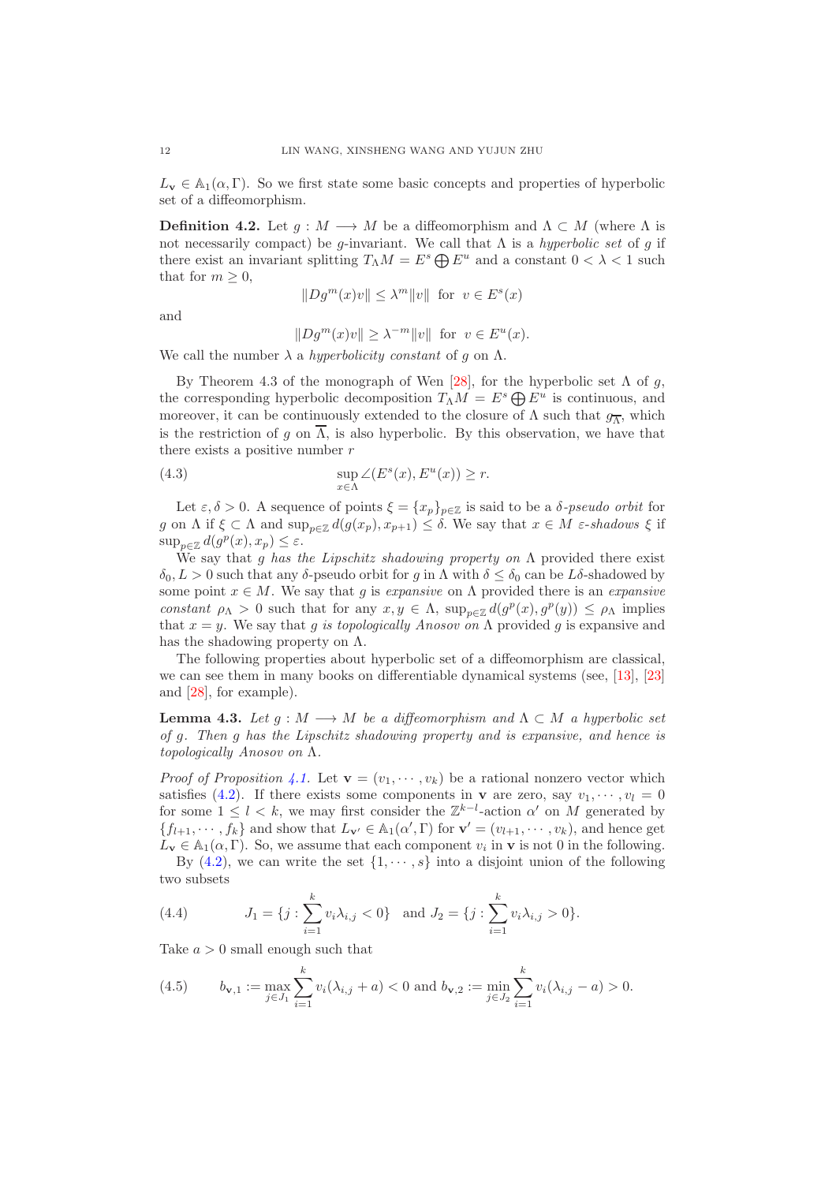$L_{\mathbf{v}} \in \mathbb{A}_1(\alpha, \Gamma)$. So we first state some basic concepts and properties of hyperbolic set of a diffeomorphism.

**Definition 4.2.** Let $g : M \longrightarrow M$ be a diffeomorphism and $\Lambda \subset M$ (where $\Lambda$ is not necessarily compact) be $g$-invariant. We call that $\Lambda$ is a *hyperbolic set* of $g$ if there exist an invariant splitting $T_\Lambda M = E^s \bigoplus E^u$ and a constant $0 < \lambda < 1$ such that for $m \geq 0$,

$$\|Dg^m(x)v\| \leq \lambda^m \|v\| \text{ for } v \in E^s(x)$$

and

$$\|Dg^m(x)v\| \geq \lambda^{-m} \|v\| \text{ for } v \in E^u(x).$$

We call the number $\lambda$ a *hyperbolicity constant* of $g$ on $\Lambda$.

By Theorem 4.3 of the monograph of Wen [28], for the hyperbolic set $\Lambda$ of $g$, the corresponding hyperbolic decomposition $T_\Lambda M = E^s \bigoplus E^u$ is continuous, and moreover, it can be continuously extended to the closure of $\Lambda$ such that $g_{\overline{\Lambda}}$, which is the restriction of $g$ on $\overline{\Lambda}$, is also hyperbolic. By this observation, we have that there exists a positive number $r$

$$\sup_{x \in \Lambda} \angle(E^s(x), E^u(x)) \geq r. \tag{4.3}$$

Let $\varepsilon, \delta > 0$. A sequence of points $\xi = \{x_p\}_{p \in \mathbb{Z}}$ is said to be a *$\delta$-pseudo orbit* for $g$ on $\Lambda$ if $\xi \subset \Lambda$ and $\sup_{p \in \mathbb{Z}} d(g(x_p), x_{p+1}) \leq \delta$. We say that $x \in M$ *$\varepsilon$-shadows* $\xi$ if $\sup_{p \in \mathbb{Z}} d(g^p(x), x_p) \leq \varepsilon$.

We say that $g$ *has the Lipschitz shadowing property on* $\Lambda$ provided there exist $\delta_0, L > 0$ such that any $\delta$-pseudo orbit for $g$ in $\Lambda$ with $\delta \leq \delta_0$ can be $L\delta$-shadowed by some point $x \in M$. We say that $g$ is *expansive* on $\Lambda$ provided there is an *expansive constant* $\rho_\Lambda > 0$ such that for any $x, y \in \Lambda$, $\sup_{p \in \mathbb{Z}} d(g^p(x), g^p(y)) \leq \rho_\Lambda$ implies that $x = y$. We say that $g$ *is topologically Anosov on* $\Lambda$ provided $g$ is expansive and has the shadowing property on $\Lambda$.

The following properties about hyperbolic set of a diffeomorphism are classical, we can see them in many books on differentiable dynamical systems (see, [13], [23] and [28], for example).

**Lemma 4.3.** *Let $g : M \longrightarrow M$ be a diffeomorphism and $\Lambda \subset M$ a hyperbolic set of $g$. Then $g$ has the Lipschitz shadowing property and is expansive, and hence is topologically Anosov on $\Lambda$.*

*Proof of Proposition 4.1.* Let $\mathbf{v} = (v_1, \cdots, v_k)$ be a rational nonzero vector which satisfies (4.2). If there exists some components in $\mathbf{v}$ are zero, say $v_1, \cdots, v_l = 0$ for some $1 \leq l < k$, we may first consider the $\mathbb{Z}^{k-l}$-action $\alpha'$ on $M$ generated by $\{f_{l+1}, \cdots, f_k\}$ and show that $L_{\mathbf{v}'} \in \mathbb{A}_1(\alpha', \Gamma)$ for $\mathbf{v}' = (v_{l+1}, \cdots, v_k)$, and hence get $L_{\mathbf{v}} \in \mathbb{A}_1(\alpha, \Gamma)$. So, we assume that each component $v_i$ in $\mathbf{v}$ is not 0 in the following.

By (4.2), we can write the set $\{1, \cdots, s\}$ into a disjoint union of the following two subsets

$$J_1 = \{j : \sum_{i=1}^{k} v_i \lambda_{i,j} < 0\} \quad \text{and } J_2 = \{j : \sum_{i=1}^{k} v_i \lambda_{i,j} > 0\}. \tag{4.4}$$

Take $a > 0$ small enough such that

$$b_{\mathbf{v},1} := \max_{j \in J_1} \sum_{i=1}^{k} v_i(\lambda_{i,j} + a) < 0 \text{ and } b_{\mathbf{v},2} := \min_{j \in J_2} \sum_{i=1}^{k} v_i(\lambda_{i,j} - a) > 0. \tag{4.5}$$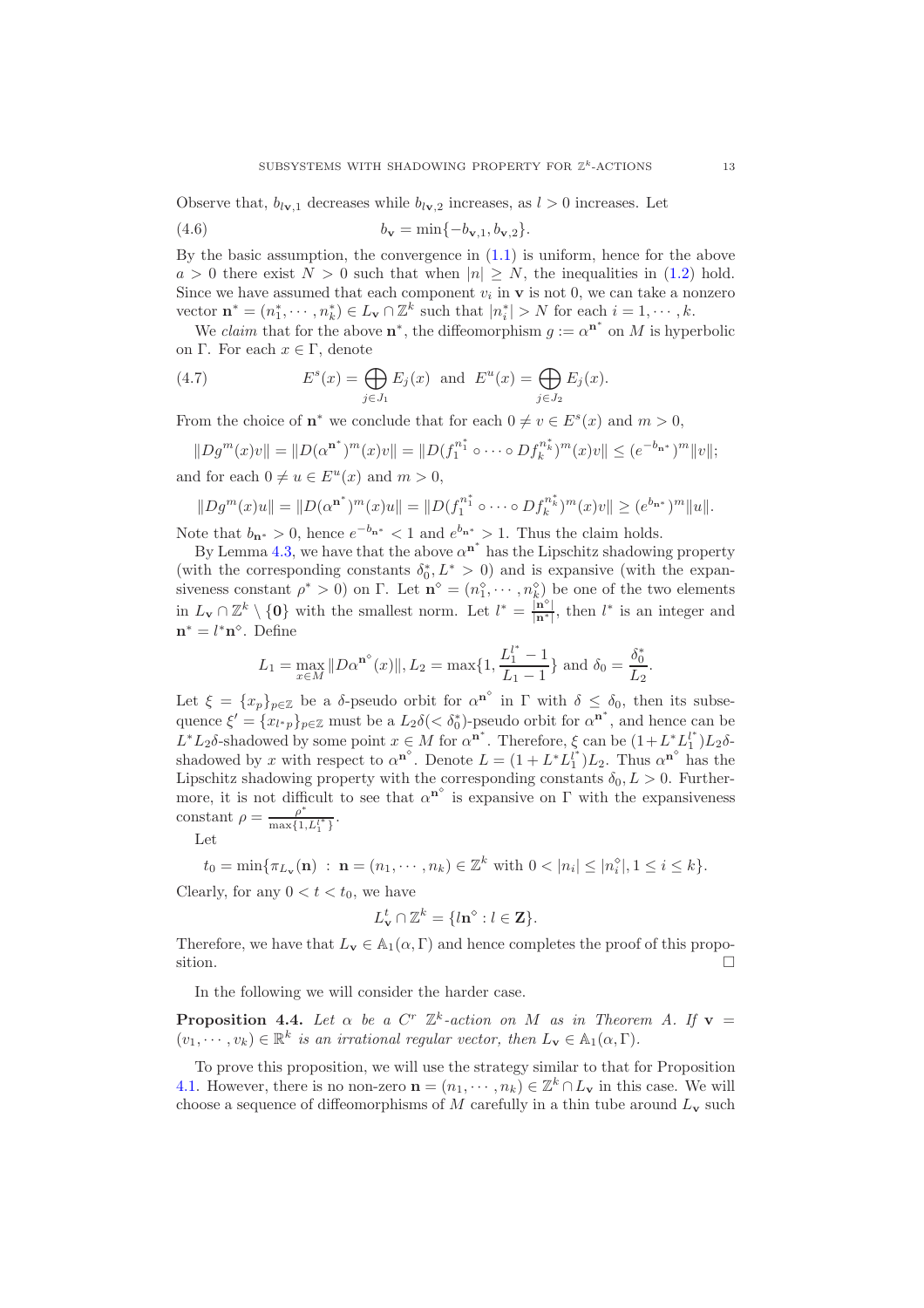Observe that, $b_{l\mathbf{v},1}$ decreases while $b_{l\mathbf{v},2}$ increases, as $l > 0$ increases. Let

$$b_{\mathbf{v}} = \min\{-b_{\mathbf{v},1}, b_{\mathbf{v},2}\}. \tag{4.6}$$

By the basic assumption, the convergence in (1.1) is uniform, hence for the above $a > 0$ there exist $N > 0$ such that when $|n| \geq N$, the inequalities in (1.2) hold. Since we have assumed that each component $v_i$ in $\mathbf{v}$ is not 0, we can take a nonzero vector $\mathbf{n}^* = (n_1^*, \cdots, n_k^*) \in L_{\mathbf{v}} \cap \mathbb{Z}^k$ such that $|n_i^*| > N$ for each $i = 1, \cdots, k$.

We *claim* that for the above $\mathbf{n}^*$, the diffeomorphism $g := \alpha^{\mathbf{n}^*}$ on $M$ is hyperbolic on $\Gamma$. For each $x \in \Gamma$, denote

$$E^s(x) = \bigoplus_{j \in J_1} E_j(x) \quad \text{and} \quad E^u(x) = \bigoplus_{j \in J_2} E_j(x). \tag{4.7}$$

From the choice of $\mathbf{n}^*$ we conclude that for each $0 \neq v \in E^s(x)$ and $m > 0$,

$$\|Dg^m(x)v\| = \|D(\alpha^{\mathbf{n}^*})^m(x)v\| = \|D(f_1^{n_1^*} \circ \cdots \circ Df_k^{n_k^*})^m(x)v\| \leq (e^{-b_{\mathbf{n}^*}})^m \|v\|;$$

and for each $0 \neq u \in E^u(x)$ and $m > 0$,

$$\|Dg^m(x)u\| = \|D(\alpha^{\mathbf{n}^*})^m(x)u\| = \|D(f_1^{n_1^*} \circ \cdots \circ Df_k^{n_k^*})^m(x)v\| \geq (e^{b_{\mathbf{n}^*}})^m \|u\|.$$

Note that $b_{\mathbf{n}^*} > 0$, hence $e^{-b_{\mathbf{n}^*}} < 1$ and $e^{b_{\mathbf{n}^*}} > 1$. Thus the claim holds.

By Lemma 4.3, we have that the above $\alpha^{\mathbf{n}^*}$ has the Lipschitz shadowing property (with the corresponding constants $\delta_0^*, L^* > 0$) and is expansive (with the expansiveness constant $\rho^* > 0$) on $\Gamma$. Let $\mathbf{n}^\diamond = (n_1^\diamond, \cdots, n_k^\diamond)$ be one of the two elements in $L_{\mathbf{v}} \cap \mathbb{Z}^k \setminus \{\mathbf{0}\}$ with the smallest norm. Let $l^* = \frac{|\mathbf{n}^\diamond|}{|\mathbf{n}^*|}$, then $l^*$ is an integer and $\mathbf{n}^* = l^* \mathbf{n}^\diamond$. Define

$$L_1 = \max_{x \in M} \|D\alpha^{\mathbf{n}^\diamond}(x)\|, L_2 = \max\{1, \frac{L_1^{l^*} - 1}{L_1 - 1}\} \text{ and } \delta_0 = \frac{\delta_0^*}{L_2}.$$

Let $\xi = \{x_p\}_{p \in \mathbb{Z}}$ be a $\delta$-pseudo orbit for $\alpha^{\mathbf{n}^\diamond}$ in $\Gamma$ with $\delta \leq \delta_0$, then its subsequence $\xi' = \{x_{l^* p}\}_{p \in \mathbb{Z}}$ must be a $L_2\delta (< \delta_0^*)$-pseudo orbit for $\alpha^{\mathbf{n}^*}$, and hence can be $L^* L_2 \delta$-shadowed by some point $x \in M$ for $\alpha^{\mathbf{n}^*}$. Therefore, $\xi$ can be $(1 + L^* L_1^{l^*}) L_2 \delta$-shadowed by $x$ with respect to $\alpha^{\mathbf{n}^\diamond}$. Denote $L = (1 + L^* L_1^{l^*}) L_2$. Thus $\alpha^{\mathbf{n}^\diamond}$ has the Lipschitz shadowing property with the corresponding constants $\delta_0, L > 0$. Furthermore, it is not difficult to see that $\alpha^{\mathbf{n}^\diamond}$ is expansive on $\Gamma$ with the expansiveness constant $\rho = \frac{\rho^*}{\max\{1, L_1^{l^*}\}}$.

Let

$$t_0 = \min\{\pi_{L_{\mathbf{v}}}(\mathbf{n}) \; : \; \mathbf{n} = (n_1, \cdots, n_k) \in \mathbb{Z}^k \text{ with } 0 < |n_i| \leq |n_i^\diamond|, 1 \leq i \leq k\}.$$

Clearly, for any $0 < t < t_0$, we have

$$L_{\mathbf{v}}^t \cap \mathbb{Z}^k = \{l\mathbf{n}^\diamond : l \in \mathbf{Z}\}.$$

Therefore, we have that $L_{\mathbf{v}} \in \mathbb{A}_1(\alpha, \Gamma)$ and hence completes the proof of this proposition. □

In the following we will consider the harder case.

**Proposition 4.4.** *Let $\alpha$ be a $C^r$ $\mathbb{Z}^k$-action on $M$ as in Theorem A. If $\mathbf{v} = (v_1, \cdots, v_k) \in \mathbb{R}^k$ is an irrational regular vector, then $L_{\mathbf{v}} \in \mathbb{A}_1(\alpha)$.*

To prove this proposition, we will use the strategy similar to that for Proposition 4.1. However, there is no non-zero $\mathbf{n} = (n_1, \cdots, n_k) \in \mathbb{Z}^k \cap L_{\mathbf{v}}$ in this case. We will choose a sequence of diffeomorphisms of $M$ carefully in a thin tube around $L_{\mathbf{v}}$ such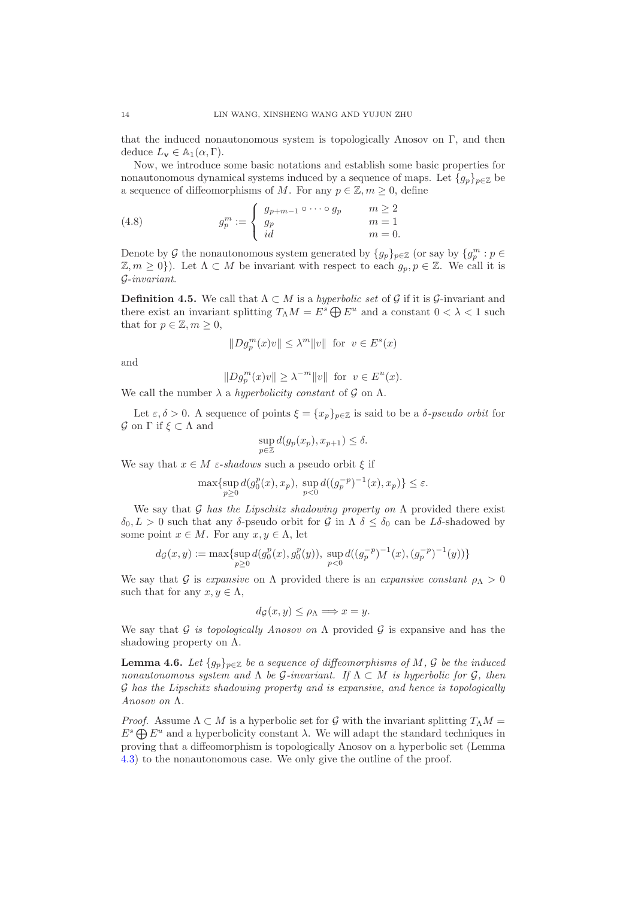that the induced nonautonomous system is topologically Anosov on $\Gamma$, and then deduce $L_{\mathbf{v}} \in \mathbb{A}_1(\alpha, \Gamma)$.

Now, we introduce some basic notations and establish some basic properties for nonautonomous dynamical systems induced by a sequence of maps. Let $\{g_p\}_{p\in\mathbb{Z}}$ be a sequence of diffeomorphisms of $M$. For any $p \in \mathbb{Z}, m \geq 0$, define

$$
g_p^m := \begin{cases} g_{p+m-1} \circ \cdots \circ g_p & m \geq 2 \\ g_p & m = 1 \\ id & m = 0. \end{cases} \tag{4.8}
$$

Denote by $\mathcal{G}$ the nonautonomous system generated by $\{g_p\}_{p\in\mathbb{Z}}$ (or say by $\{g_p^m : p \in \mathbb{Z}, m \geq 0\}$). Let $\Lambda \subset M$ be invariant with respect to each $g_p, p \in \mathbb{Z}$. We call it is *$\mathcal{G}$-invariant*.

**Definition 4.5.** We call that $\Lambda \subset M$ is a *hyperbolic set* of $\mathcal{G}$ if it is $\mathcal{G}$-invariant and there exist an invariant splitting $T_\Lambda M = E^s \bigoplus E^u$ and a constant $0 < \lambda < 1$ such that for $p \in \mathbb{Z}, m \geq 0$,

$$
\|Dg_p^m(x)v\| \leq \lambda^m \|v\| \ \text{ for } \ v \in E^s(x)
$$

and

$$
\|Dg_p^m(x)v\| \geq \lambda^{-m} \|v\| \ \text{ for } \ v \in E^u(x).
$$

We call the number $\lambda$ a *hyperbolicity constant* of $\mathcal{G}$ on $\Lambda$.

Let $\varepsilon, \delta > 0$. A sequence of points $\xi = \{x_p\}_{p\in\mathbb{Z}}$ is said to be a *$\delta$-pseudo orbit* for $\mathcal{G}$ on $\Gamma$ if $\xi \subset \Lambda$ and

$$
\sup_{p\in\mathbb{Z}} d(g_p(x_p), x_{p+1}) \leq \delta.
$$

We say that $x \in M$ *$\varepsilon$-shadows* such a pseudo orbit $\xi$ if

$$
\max\{\sup_{p\geq 0} d(g_0^p(x), x_p), \ \sup_{p<0} d((g_p^{-p})^{-1}(x), x_p)\} \leq \varepsilon.
$$

We say that $\mathcal{G}$ *has the Lipschitz shadowing property on* $\Lambda$ provided there exist $\delta_0, L > 0$ such that any $\delta$-pseudo orbit for $\mathcal{G}$ in $\Lambda$ $\delta \leq \delta_0$ can be $L\delta$-shadowed by some point $x \in M$. For any $x, y \in \Lambda$, let

$$
d_{\mathcal{G}}(x, y) := \max\{\sup_{p\geq 0} d(g_0^p(x), g_0^p(y)), \ \sup_{p<0} d((g_p^{-p})^{-1}(x), (g_p^{-p})^{-1}(y))\}
$$

We say that $\mathcal{G}$ is *expansive* on $\Lambda$ provided there is an *expansive constant* $\rho_\Lambda > 0$ such that for any $x, y \in \Lambda$,

$$
d_{\mathcal{G}}(x, y) \leq \rho_\Lambda \Longrightarrow x = y.
$$

We say that $\mathcal{G}$ *is topologically Anosov on* $\Lambda$ provided $\mathcal{G}$ is expansive and has the shadowing property on $\Lambda$.

**Lemma 4.6.** *Let $\{g_p\}_{p\in\mathbb{Z}}$ be a sequence of diffeomorphisms of $M$, $\mathcal{G}$ be the induced nonautonomous system and $\Lambda$ be $\mathcal{G}$-invariant. If $\Lambda \subset M$ is hyperbolic for $\mathcal{G}$, then $\mathcal{G}$ has the Lipschitz shadowing property and is expansive, and hence is topologically Anosov on $\Lambda$.*

*Proof.* Assume $\Lambda \subset M$ is a hyperbolic set for $\mathcal{G}$ with the invariant splitting $T_\Lambda M = E^s \bigoplus E^u$ and a hyperbolicity constant $\lambda$. We will adapt the standard techniques in proving that a diffeomorphism is topologically Anosov on a hyperbolic set (Lemma 4.3) to the nonautonomous case. We only give the outline of the proof.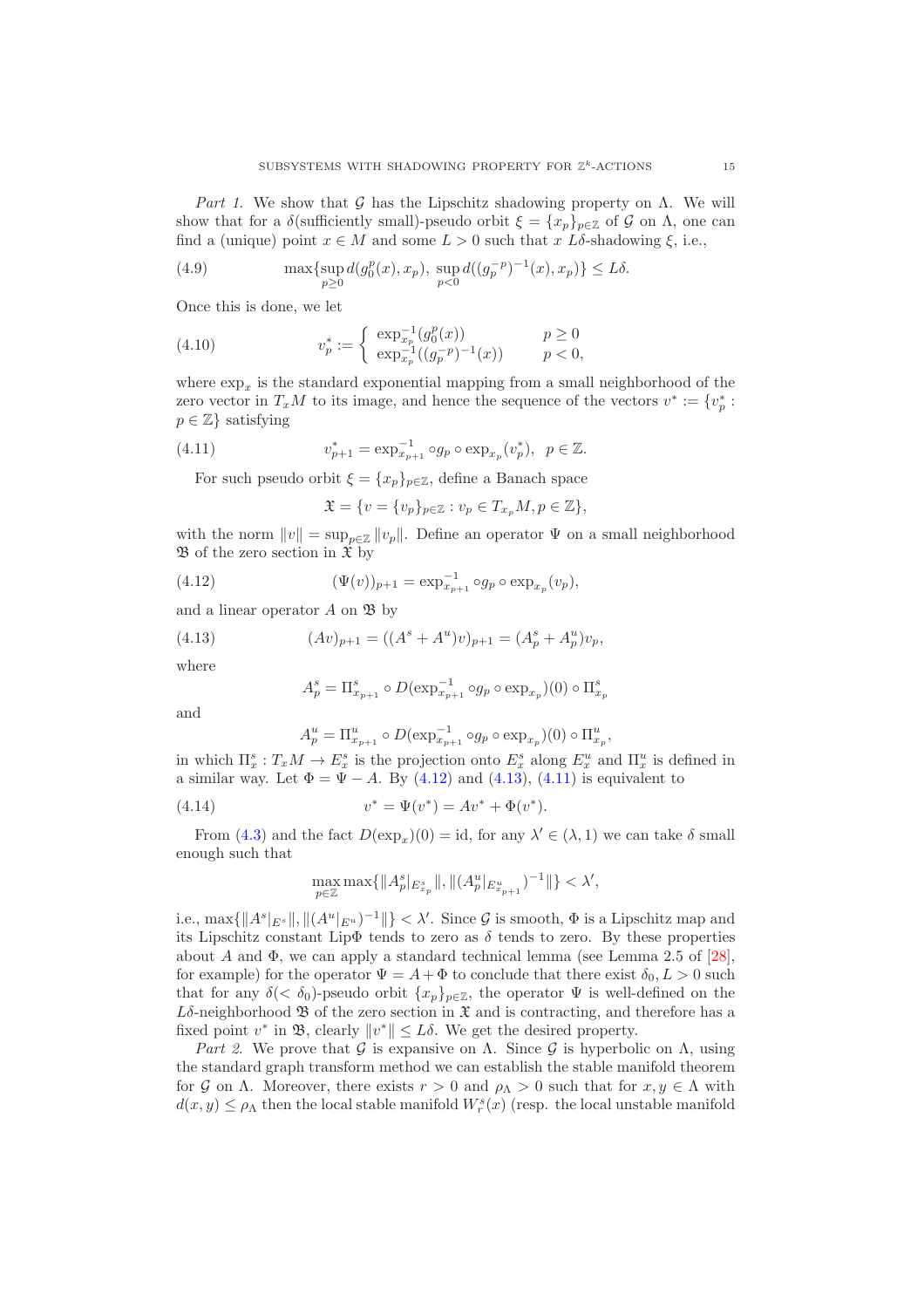*Part 1.* We show that $\mathcal{G}$ has the Lipschitz shadowing property on $\Lambda$. We will show that for a $\delta$(sufficiently small)-pseudo orbit $\xi = \{x_p\}_{p\in\mathbb{Z}}$ of $\mathcal{G}$ on $\Lambda$, one can find a (unique) point $x \in M$ and some $L > 0$ such that $x$ $L\delta$-shadowing $\xi$, i.e.,

$$\max\{\sup_{p\geq 0} d(g_0^p(x), x_p),\ \sup_{p<0} d((g_p^{-p})^{-1}(x), x_p)\} \leq L\delta. \tag{4.9}$$

Once this is done, we let

$$v_p^* := \begin{cases} \exp_{x_p}^{-1}(g_0^p(x)) & p \geq 0 \\ \exp_{x_p}^{-1}((g_p^{-p})^{-1}(x)) & p < 0, \end{cases} \tag{4.10}$$

where $\exp_x$ is the standard exponential mapping from a small neighborhood of the zero vector in $T_xM$ to its image, and hence the sequence of the vectors $v^* := \{v_p^* : p \in \mathbb{Z}\}$ satisfying

$$v_{p+1}^* = \exp_{x_{p+1}}^{-1} \circ g_p \circ \exp_{x_p}(v_p^*), \quad p \in \mathbb{Z}. \tag{4.11}$$

For such pseudo orbit $\xi = \{x_p\}_{p\in\mathbb{Z}}$, define a Banach space

$$\mathfrak{X} = \{v = \{v_p\}_{p\in\mathbb{Z}} : v_p \in T_{x_p}M, p \in \mathbb{Z}\},$$

with the norm $\|v\| = \sup_{p\in\mathbb{Z}} \|v_p\|$. Define an operator $\Psi$ on a small neighborhood $\mathfrak{B}$ of the zero section in $\mathfrak{X}$ by

$$(\Psi(v))_{p+1} = \exp_{x_{p+1}}^{-1} \circ g_p \circ \exp_{x_p}(v_p), \tag{4.12}$$

and a linear operator $A$ on $\mathfrak{B}$ by

$$(Av)_{p+1} = ((A^s + A^u)v)_{p+1} = (A_p^s + A_p^u)v_p, \tag{4.13}$$

where

$$A_p^s = \Pi_{x_{p+1}}^s \circ D(\exp_{x_{p+1}}^{-1} \circ g_p \circ \exp_{x_p})(0) \circ \Pi_{x_p}^s$$

and

$$A_p^u = \Pi_{x_{p+1}}^u \circ D(\exp_{x_{p+1}}^{-1} \circ g_p \circ \exp_{x_p})(0) \circ \Pi_{x_p}^u,$$

in which $\Pi_x^s : T_xM \to E_x^s$ is the projection onto $E_x^s$ along $E_x^u$ and $\Pi_x^u$ is defined in a similar way. Let $\Phi = \Psi - A$. By (4.12) and (4.13), (4.11) is equivalent to

$$v^* = \Psi(v^*) = Av^* + \Phi(v^*). \tag{4.14}$$

From (4.3) and the fact $D(\exp_x)(0) = \mathrm{id}$, for any $\lambda' \in (\lambda, 1)$ we can take $\delta$ small enough such that

$$\max_{p\in\mathbb{Z}} \max\{\|A_p^s|_{E_{x_p}^s}\|, \|(A_p^u|_{E_{x_{p+1}}^u})^{-1}\|\} < \lambda',$$

i.e., $\max\{\|A^s|_{E^s}\|, \|(A^u|_{E^u})^{-1}\|\} < \lambda'$. Since $\mathcal{G}$ is smooth, $\Phi$ is a Lipschitz map and its Lipschitz constant $\mathrm{Lip}\Phi$ tends to zero as $\delta$ tends to zero. By these properties about $A$ and $\Phi$, we can apply a standard technical lemma (see Lemma 2.5 of [28], for example) for the operator $\Psi = A + \Phi$ to conclude that there exist $\delta_0, L > 0$ such that for any $\delta(< \delta_0)$-pseudo orbit $\{x_p\}_{p\in\mathbb{Z}}$, the operator $\Psi$ is well-defined on the $L\delta$-neighborhood $\mathfrak{B}$ of the zero section in $\mathfrak{X}$ and is contracting, and therefore has a fixed point $v^*$ in $\mathfrak{B}$, clearly $\|v^*\| \leq L\delta$. We get the desired property.

*Part 2.* We prove that $\mathcal{G}$ is expansive on $\Lambda$. Since $\mathcal{G}$ is hyperbolic on $\Lambda$, using the standard graph transform method we can establish the stable manifold theorem for $\mathcal{G}$ on $\Lambda$. Moreover, there exists $r > 0$ and $\rho_\Lambda > 0$ such that for $x, y \in \Lambda$ with $d(x, y) \leq \rho_\Lambda$ then the local stable manifold $W_r^s(x)$ (resp. the local unstable manifold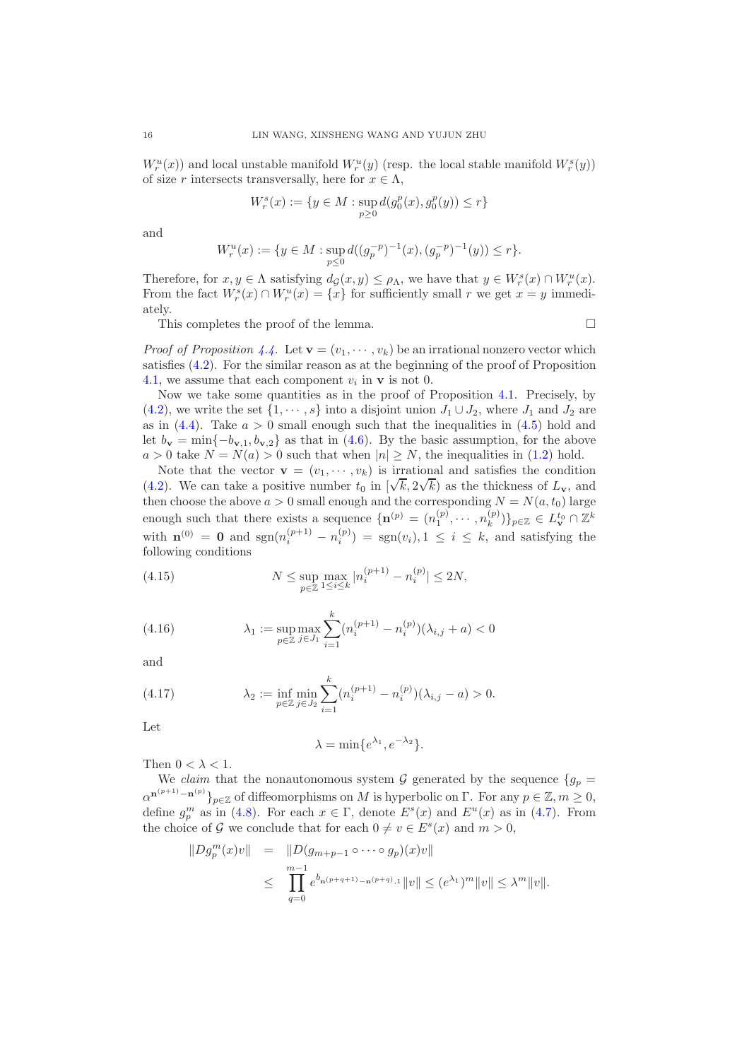$W_r^u(x)$) and local unstable manifold $W_r^u(y)$ (resp. the local stable manifold $W_r^s(y)$) of size $r$ intersects transversally, here for $x \in \Lambda$,

$$W_r^s(x) := \{y \in M : \sup_{p\geq 0} d(g_0^p(x), g_0^p(y)) \leq r\}$$

and

$$W_r^u(x) := \{y \in M : \sup_{p\leq 0} d((g_p^{-p})^{-1}(x), (g_p^{-p})^{-1}(y)) \leq r\}.$$

Therefore, for $x, y \in \Lambda$ satisfying $d_{\mathcal{G}}(x, y) \leq \rho_\Lambda$, we have that $y \in W_r^s(x) \cap W_r^u(x)$. From the fact $W_r^s(x) \cap W_r^u(x) = \{x\}$ for sufficiently small $r$ we get $x = y$ immediately.

This completes the proof of the lemma. $\square$

*Proof of Proposition 4.4.* Let $\mathbf{v} = (v_1, \cdots, v_k)$ be an irrational nonzero vector which satisfies (4.2). For the similar reason as at the beginning of the proof of Proposition 4.1, we assume that each component $v_i$ in $\mathbf{v}$ is not 0.

Now we take some quantities as in the proof of Proposition 4.1. Precisely, by (4.2), we write the set $\{1, \cdots, s\}$ into a disjoint union $J_1 \cup J_2$, where $J_1$ and $J_2$ are as in (4.4). Take $a > 0$ small enough such that the inequalities in (4.5) hold and let $b_{\mathbf{v}} = \min\{-b_{\mathbf{v},1}, b_{\mathbf{v},2}\}$ as that in (4.6). By the basic assumption, for the above $a > 0$ take $N = N(a) > 0$ such that when $|n| \geq N$, the inequalities in (1.2) hold.

Note that the vector $\mathbf{v} = (v_1, \cdots, v_k)$ is irrational and satisfies the condition (4.2). We can take a positive number $t_0$ in $[\sqrt{k}, 2\sqrt{k})$ as the thickness of $L_{\mathbf{v}}$, and then choose the above $a > 0$ small enough and the corresponding $N = N(a, t_0)$ large enough such that there exists a sequence $\{\mathbf{n}^{(p)} = (n_1^{(p)}, \cdots, n_k^{(p)})\}_{p\in\mathbb{Z}} \in L_{\mathbf{v}}^{t_0} \cap \mathbb{Z}^k$ with $\mathbf{n}^{(0)} = \mathbf{0}$ and $\operatorname{sgn}(n_i^{(p+1)} - n_i^{(p)}) = \operatorname{sgn}(v_i), 1 \leq i \leq k$, and satisfying the following conditions

$$N \leq \sup_{p\in\mathbb{Z}} \max_{1\leq i\leq k} |n_i^{(p+1)} - n_i^{(p)}| \leq 2N, \tag{4.15}$$

$$\lambda_1 := \sup_{p\in\mathbb{Z}} \max_{j\in J_1} \sum_{i=1}^{k} (n_i^{(p+1)} - n_i^{(p)})(\lambda_{i,j} + a) < 0 \tag{4.16}$$

and

$$\lambda_2 := \inf_{p\in\mathbb{Z}} \min_{j\in J_2} \sum_{i=1}^{k} (n_i^{(p+1)} - n_i^{(p)})(\lambda_{i,j} - a) > 0. \tag{4.17}$$

Let

$$\lambda = \min\{e^{\lambda_1}, e^{-\lambda_2}\}.$$

Then $0 < \lambda < 1$.

We *claim* that the nonautonomous system $\mathcal{G}$ generated by the sequence $\{g_p = \alpha^{\mathbf{n}^{(p+1)} - \mathbf{n}^{(p)}}\}_{p\in\mathbb{Z}}$ of diffeomorphisms on $M$ is hyperbolic on $\Gamma$. For any $p \in \mathbb{Z}, m \geq 0$, define $g_p^m$ as in (4.8). For each $x \in \Gamma$, denote $E^s(x)$ and $E^u(x)$ as in (4.7). From the choice of $\mathcal{G}$ we conclude that for each $0 \neq v \in E^s(x)$ and $m > 0$,

$$\begin{aligned}
\|Dg_p^m(x)v\| &= \|D(g_{m+p-1} \circ \cdots \circ g_p)(x)v\| \\
&\leq \prod_{q=0}^{m-1} e^{b_{\mathbf{n}^{(p+q+1)} - \mathbf{n}^{(p+q)},1}} \|v\| \leq (e^{\lambda_1})^m \|v\| \leq \lambda^m \|v\|.
\end{aligned}$$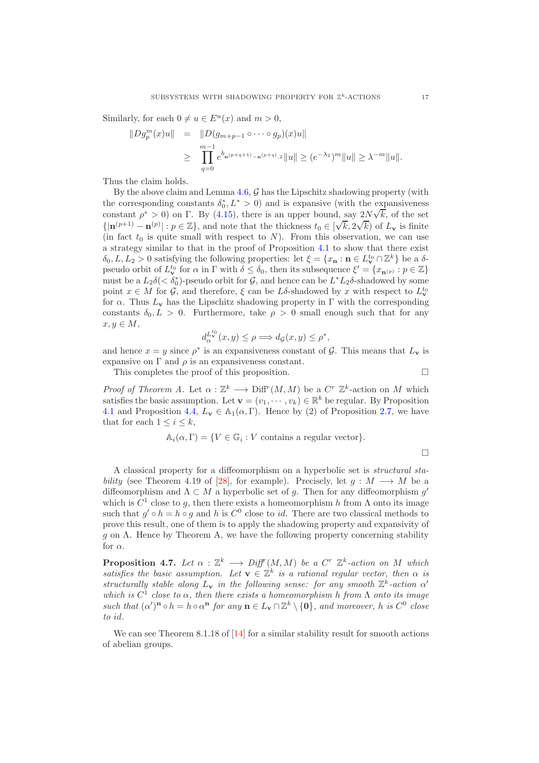Similarly, for each $0 \neq u \in E^u(x)$ and $m > 0$,

$$
\begin{aligned}
\|Dg_p^m(x)u\| &= \|D(g_{m+p-1} \circ \cdots \circ g_p)(x)u\| \\
&\geq \prod_{q=0}^{m-1} e^{b_{\mathbf{n}^{(p+q+1)}-\mathbf{n}^{(p+q)},2}} \|u\| \geq (e^{-\lambda_2})^m \|u\| \geq \lambda^{-m}\|u\|.
\end{aligned}
$$

Thus the claim holds.

By the above claim and Lemma 4.6, $\mathcal{G}$ has the Lipschitz shadowing property (with the corresponding constants $\delta_0^*, L^* > 0$) and is expansive (with the expansiveness constant $\rho^* > 0$) on $\Gamma$. By (4.15), there is an upper bound, say $2N\sqrt{k}$, of the set $\{|\mathbf{n}^{(p+1)} - \mathbf{n}^{(p)}| : p \in \mathbb{Z}\}$, and note that the thickness $t_0 \in [\sqrt{k}, 2\sqrt{k})$ of $L_{\mathbf{v}}$ is finite (in fact $t_0$ is quite small with respect to $N$). From this observation, we can use a strategy similar to that in the proof of Proposition 4.1 to show that there exist $\delta_0, L, L_2 > 0$ satisfying the following properties: let $\xi = \{x_{\mathbf{n}} : \mathbf{n} \in L_{\mathbf{v}}^{t_0} \cap \mathbb{Z}^k\}$ be a $\delta$-pseudo orbit of $L_{\mathbf{v}}^{t_0}$ for $\alpha$ in $\Gamma$ with $\delta \leq \delta_0$, then its subsequence $\xi' = \{x_{\mathbf{n}^{(p)}} : p \in \mathbb{Z}\}$ must be a $L_2\delta(< \delta_0^*)$-pseudo orbit for $\mathcal{G}$, and hence can be $L^*L_2\delta$-shadowed by some point $x \in M$ for $\mathcal{G}$, and therefore, $\xi$ can be $L\delta$-shadowed by $x$ with respect to $L_{\mathbf{v}}^{t_0}$ for $\alpha$. Thus $L_{\mathbf{v}}$ has the Lipschitz shadowing property in $\Gamma$ with the corresponding constants $\delta_0, L > 0$. Furthermore, take $\rho > 0$ small enough such that for any $x, y \in M$,

$$
d_\alpha^{L_{\mathbf{v}}^{t_0}}(x, y) \leq \rho \Longrightarrow d_{\mathcal{G}}(x, y) \leq \rho^*,
$$

and hence $x = y$ since $\rho^*$ is an expansiveness constant of $\mathcal{G}$. This means that $L_{\mathbf{v}}$ is expansive on $\Gamma$ and $\rho$ is an expansiveness constant.

This completes the proof of this proposition. □

*Proof of Theorem A.* Let $\alpha : \mathbb{Z}^k \longrightarrow \mathrm{Diff}^r(M, M)$ be a $C^r$ $\mathbb{Z}^k$-action on $M$ which satisfies the basic assumption. Let $\mathbf{v} = (v_1, \cdots, v_k) \in \mathbb{R}^k$ be regular. By Proposition 4.1 and Proposition 4.4, $L_{\mathbf{v}} \in \mathbb{A}_1(\alpha, \Gamma)$. Hence by (2) of Proposition 2.7, we have that for each $1 \leq i \leq k$,

$$
\mathbb{A}_i(\alpha, \Gamma) = \{V \in \mathbb{G}_i : V \text{ contains a regular vector}\}.
$$

□

A classical property for a diffeomorphism on a hyperbolic set is *structural stability* (see Theorem 4.19 of [28], for example). Precisely, let $g : M \longrightarrow M$ be a diffeomorphism and $\Lambda \subset M$ a hyperbolic set of $g$. Then for any diffeomorphism $g'$ which is $C^1$ close to $g$, then there exists a homeomorphism $h$ from $\Lambda$ onto its image such that $g' \circ h = h \circ g$ and $h$ is $C^0$ close to $id$. There are two classical methods to prove this result, one of them is to apply the shadowing property and expansivity of $g$ on $\Lambda$. Hence by Theorem A, we have the following property concerning stability for $\alpha$.

**Proposition 4.7.** *Let $\alpha : \mathbb{Z}^k \longrightarrow \mathrm{Diff}^r(M, M)$ be a $C^r$ $\mathbb{Z}^k$-action on $M$ which satisfies the basic assumption. Let $\mathbf{v} \in \mathbb{Z}^k$ is a rational regular vector, then $\alpha$ is structurally stable along $L_{\mathbf{v}}$ in the following sense: for any smooth $\mathbb{Z}^k$-action $\alpha'$ which is $C^1$ close to $\alpha$, then there exists a homeomorphism $h$ from $\Lambda$ onto its image such that $(\alpha')^{\mathbf{n}} \circ h = h \circ \alpha^{\mathbf{n}}$ for any $\mathbf{n} \in L_{\mathbf{v}} \cap \mathbb{Z}^k \setminus \{\mathbf{0}\}$, and moreover, $h$ is $C^0$ close to $id$.*

We can see Theorem 8.1.18 of [14] for a similar stability result for smooth actions of abelian groups.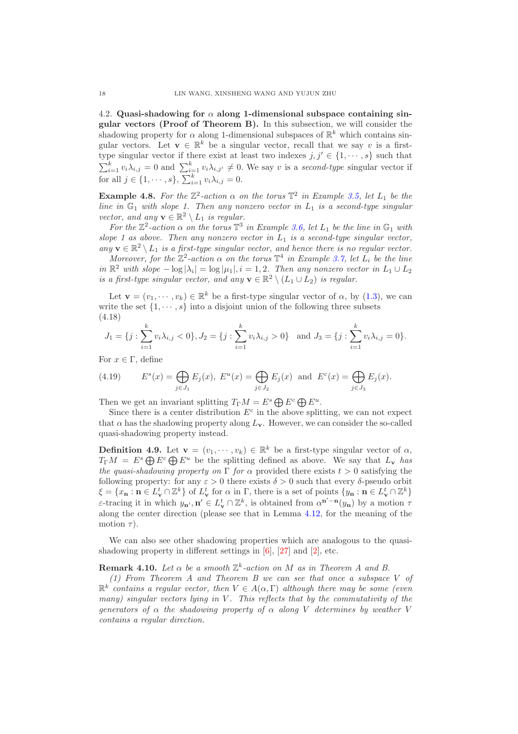4.2. **Quasi-shadowing for $\alpha$ along 1-dimensional subspace containing singular vectors (Proof of Theorem B).** In this subsection, we will consider the shadowing property for $\alpha$ along 1-dimensional subspaces of $\mathbb{R}^k$ which contains singular vectors. Let $\mathbf{v} \in \mathbb{R}^k$ be a singular vector, recall that we say $v$ is a first-type singular vector if there exist at least two indexes $j, j' \in \{1, \cdots, s\}$ such that $\sum_{i=1}^k v_i\lambda_{i,j} = 0$ and $\sum_{i=1}^k v_i\lambda_{i,j'} \neq 0$. We say $v$ is a *second-type* singular vector if for all $j \in \{1, \cdots, s\}$, $\sum_{i=1}^k v_i\lambda_{i,j} = 0$.

**Example 4.8.** *For the $\mathbb{Z}^2$-action $\alpha$ on the torus $\mathbb{T}^2$ in Example 3.5, let $L_1$ be the line in $\mathbb{G}_1$ with slope 1. Then any nonzero vector in $L_1$ is a second-type singular vector, and any $\mathbf{v} \in \mathbb{R}^2 \setminus L_1$ is regular.*

*For the $\mathbb{Z}^2$-action $\alpha$ on the torus $\mathbb{T}^3$ in Example 3.6, let $L_1$ be the line in $\mathbb{G}_1$ with slope 1 as above. Then any nonzero vector in $L_1$ is a second-type singular vector, any $\mathbf{v} \in \mathbb{R}^2 \setminus L_1$ is a first-type singular vector, and hence there is no regular vector.*

*Moreover, for the $\mathbb{Z}^2$-action $\alpha$ on the torus $\mathbb{T}^4$ in Example 3.7, let $L_i$ be the line in $\mathbb{R}^2$ with slope $-\log|\lambda_i| = \log|\mu_1|, i = 1, 2$. Then any nonzero vector in $L_1 \cup L_2$ is a first-type singular vector, and any $\mathbf{v} \in \mathbb{R}^2 \setminus (L_1 \cup L_2)$ is regular.*

Let $\mathbf{v} = (v_1, \cdots, v_k) \in \mathbb{R}^k$ be a first-type singular vector of $\alpha$, by (1.3), we can write the set $\{1, \cdots, s\}$ into a disjoint union of the following three subsets

$$J_1 = \{j : \sum_{i=1}^k v_i\lambda_{i,j} < 0\}, J_2 = \{j : \sum_{i=1}^k v_i\lambda_{i,j} > 0\} \quad \text{and } J_3 = \{j : \sum_{i=1}^k v_i\lambda_{i,j} = 0\}. \tag{4.18}$$

For $x \in \Gamma$, define

$$E^s(x) = \bigoplus_{j\in J_1} E_j(x),\ E^u(x) = \bigoplus_{j\in J_2} E_j(x) \ \text{ and } \ E^c(x) = \bigoplus_{j\in J_3} E_j(x). \tag{4.19}$$

Then we get an invariant splitting $T_\Gamma M = E^s \bigoplus E^c \bigoplus E^u$.

Since there is a center distribution $E^c$ in the above splitting, we can not expect that $\alpha$ has the shadowing property along $L_{\mathbf{v}}$. However, we can consider the so-called quasi-shadowing property instead.

**Definition 4.9.** Let $\mathbf{v} = (v_1, \cdots, v_k) \in \mathbb{R}^k$ be a first-type singular vector of $\alpha$, $T_\Gamma M = E^s \bigoplus E^c \bigoplus E^u$ be the splitting defined as above. We say that $L_{\mathbf{v}}$ *has the quasi-shadowing property on* $\Gamma$ *for* $\alpha$ provided there exists $t > 0$ satisfying the following property: for any $\varepsilon > 0$ there exists $\delta > 0$ such that every $\delta$-pseudo orbit $\xi = \{x_{\mathbf{n}} : \mathbf{n} \in L^t_{\mathbf{v}} \cap \mathbb{Z}^k\}$ of $L^t_{\mathbf{v}}$ for $\alpha$ in $\Gamma$, there is a set of points $\{y_{\mathbf{n}} : \mathbf{n} \in L^t_{\mathbf{v}} \cap \mathbb{Z}^k\}$ $\varepsilon$-tracing it in which $y_{\mathbf{n}'}, \mathbf{n}' \in L^t_{\mathbf{v}} \cap \mathbb{Z}^k$, is obtained from $\alpha^{\mathbf{n}'-\mathbf{n}}(y_{\mathbf{n}})$ by a motion $\tau$ along the center direction (please see that in Lemma 4.12, for the meaning of the motion $\tau$).

We can also see other shadowing properties which are analogous to the quasi-shadowing property in different settings in [6], [27] and [2], etc.

**Remark 4.10.** *Let $\alpha$ be a smooth $\mathbb{Z}^k$-action on $M$ as in Theorem A and B.*

*(1) From Theorem A and Theorem B we can see that once a subspace $V$ of $\mathbb{R}^k$ contains a regular vector, then $V \in A(\alpha, \Gamma)$ although there may be some (even many) singular vectors lying in $V$. This reflects that by the commutativity of the generators of $\alpha$ the shadowing property of $\alpha$ along $V$ determines by weather $V$ contains a regular direction.*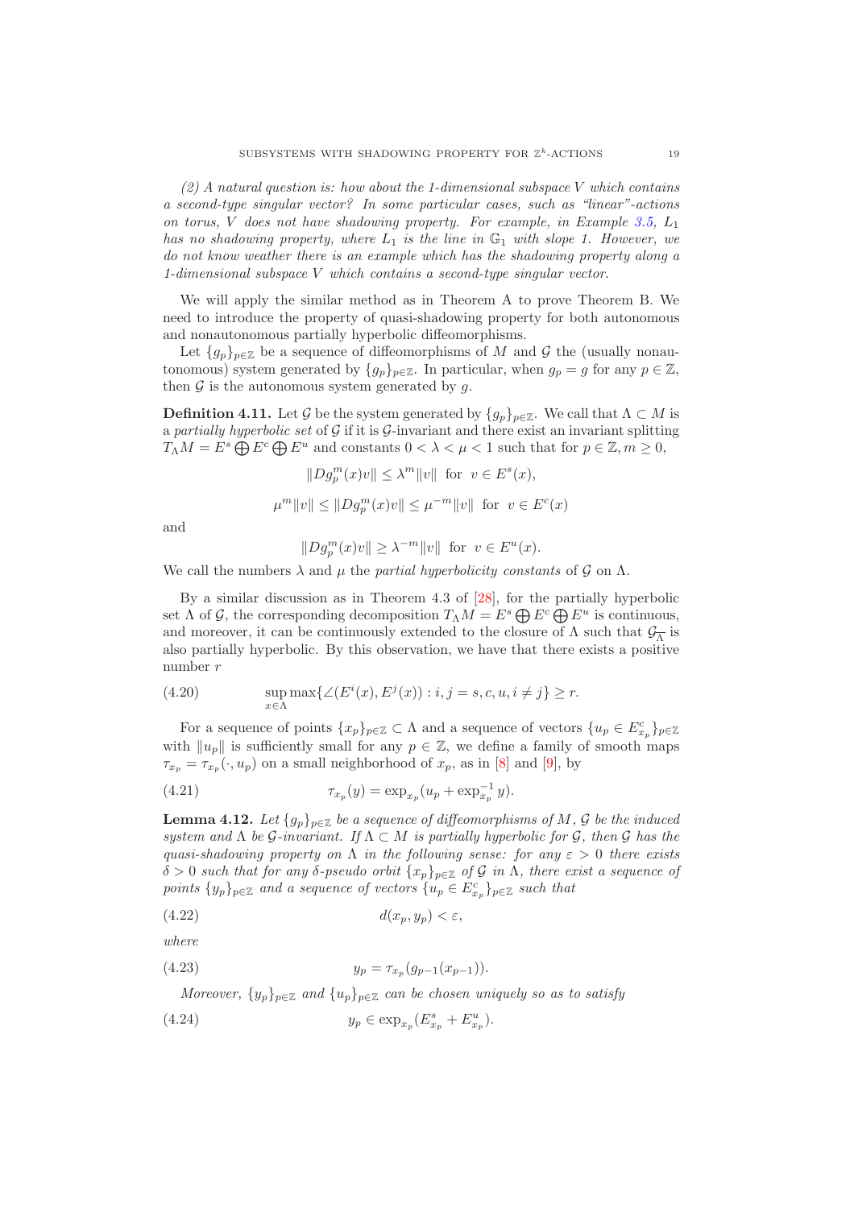*(2) A natural question is: how about the 1-dimensional subspace $V$ which contains a second-type singular vector? In some particular cases, such as "linear"-actions on torus, $V$ does not have shadowing property. For example, in Example 3.5, $L_1$ has no shadowing property, where $L_1$ is the line in $\mathbb{G}_1$ with slope 1. However, we do not know weather there is an example which has the shadowing property along a 1-dimensional subspace $V$ which contains a second-type singular vector.*

We will apply the similar method as in Theorem A to prove Theorem B. We need to introduce the property of quasi-shadowing property for both autonomous and nonautonomous partially hyperbolic diffeomorphisms.

Let $\{g_p\}_{p\in\mathbb{Z}}$ be a sequence of diffeomorphisms of $M$ and $\mathcal{G}$ the (usually nonautonomous) system generated by $\{g_p\}_{p\in\mathbb{Z}}$. In particular, when $g_p = g$ for any $p \in \mathbb{Z}$, then $\mathcal{G}$ is the autonomous system generated by $g$.

**Definition 4.11.** Let $\mathcal{G}$ be the system generated by $\{g_p\}_{p\in\mathbb{Z}}$. We call that $\Lambda \subset M$ is a *partially hyperbolic set* of $\mathcal{G}$ if it is $\mathcal{G}$-invariant and there exist an invariant splitting $T_\Lambda M = E^s \bigoplus E^c \bigoplus E^u$ and constants $0 < \lambda < \mu < 1$ such that for $p \in \mathbb{Z}, m \geq 0$,

$$\|Dg_p^m(x)v\| \leq \lambda^m \|v\| \ \text{ for } \ v \in E^s(x),$$

$$\mu^m \|v\| \leq \|Dg_p^m(x)v\| \leq \mu^{-m}\|v\| \ \text{ for } \ v \in E^c(x)$$

and

$$\|Dg_p^m(x)v\| \geq \lambda^{-m}\|v\| \ \text{ for } \ v \in E^u(x).$$

We call the numbers $\lambda$ and $\mu$ the *partial hyperbolicity constants* of $\mathcal{G}$ on $\Lambda$.

By a similar discussion as in Theorem 4.3 of [28], for the partially hyperbolic set $\Lambda$ of $\mathcal{G}$, the corresponding decomposition $T_\Lambda M = E^s \bigoplus E^c \bigoplus E^u$ is continuous, and moreover, it can be continuously extended to the closure of $\Lambda$ such that $\mathcal{G}_{\overline{\Lambda}}$ is also partially hyperbolic. By this observation, we have that there exists a positive number $r$

$$\sup_{x\in\Lambda} \max\{\angle(E^i(x), E^j(x)) : i, j = s, c, u, i \neq j\} \geq r. \tag{4.20}$$

For a sequence of points $\{x_p\}_{p\in\mathbb{Z}} \subset \Lambda$ and a sequence of vectors $\{u_p \in E^c_{x_p}\}_{p\in\mathbb{Z}}$ with $\|u_p\|$ is sufficiently small for any $p \in \mathbb{Z}$, we define a family of smooth maps $\tau_{x_p} = \tau_{x_p}(\cdot, u_p)$ on a small neighborhood of $x_p$, as in [8] and [9], by

$$\tau_{x_p}(y) = \exp_{x_p}(u_p + \exp_{x_p}^{-1} y). \tag{4.21}$$

**Lemma 4.12.** *Let $\{g_p\}_{p\in\mathbb{Z}}$ be a sequence of diffeomorphisms of $M$, $\mathcal{G}$ be the induced system and $\Lambda$ be $\mathcal{G}$-invariant. If $\Lambda \subset M$ is partially hyperbolic for $\mathcal{G}$, then $\mathcal{G}$ has the quasi-shadowing property on $\Lambda$ in the following sense: for any $\varepsilon > 0$ there exists $\delta > 0$ such that for any $\delta$-pseudo orbit $\{x_p\}_{p\in\mathbb{Z}}$ of $\mathcal{G}$ in $\Lambda$, there exist a sequence of points $\{y_p\}_{p\in\mathbb{Z}}$ and a sequence of vectors $\{u_p \in E^c_{x_p}\}_{p\in\mathbb{Z}}$ such that*

$$d(x_p, y_p) < \varepsilon, \tag{4.22}$$

*where*

$$y_p = \tau_{x_p}(g_{p-1}(x_{p-1})). \tag{4.23}$$

*Moreover, $\{y_p\}_{p\in\mathbb{Z}}$ and $\{u_p\}_{p\in\mathbb{Z}}$ can be chosen uniquely so as to satisfy*

$$y_p \in \exp_{x_p}(E^s_{x_p} + E^u_{x_p}). \tag{4.24}$$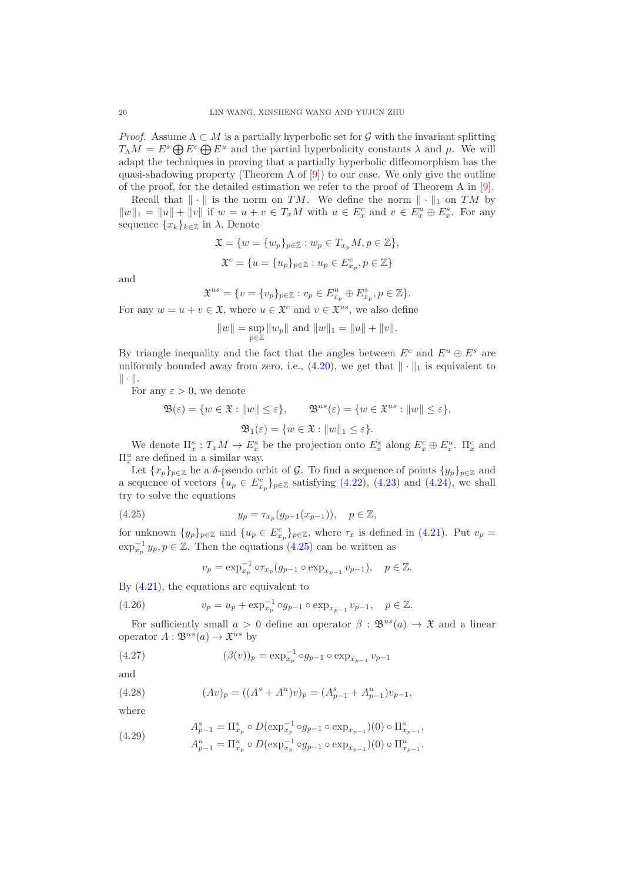*Proof.* Assume $\Lambda \subset M$ is a partially hyperbolic set for $\mathcal{G}$ with the invariant splitting $T_\Lambda M = E^s \bigoplus E^c \bigoplus E^u$ and the partial hyperbolicity constants $\lambda$ and $\mu$. We will adapt the techniques in proving that a partially hyperbolic diffeomorphism has the quasi-shadowing property (Theorem A of [9]) to our case. We only give the outline of the proof, for the detailed estimation we refer to the proof of Theorem A in [9].

Recall that $\|\cdot\|$ is the norm on $TM$. We define the norm $\|\cdot\|_1$ on $TM$ by $\|w\|_1 = \|u\| + \|v\|$ if $w = u + v \in T_xM$ with $u \in E^c_x$ and $v \in E^u_x \oplus E^s_x$. For any sequence $\{x_k\}_{k\in\mathbb{Z}}$ in $\lambda$, Denote

$$\mathfrak{X} = \{w = \{w_p\}_{p\in\mathbb{Z}} : w_p \in T_{x_p}M, p \in \mathbb{Z}\},$$

$$\mathfrak{X}^c = \{u = \{u_p\}_{p\in\mathbb{Z}} : u_p \in E^c_{x_p}, p \in \mathbb{Z}\}$$

and

$$\mathfrak{X}^{us} = \{v = \{v_p\}_{p\in\mathbb{Z}} : v_p \in E^u_{x_p} \oplus E^s_{x_p}, p \in \mathbb{Z}\}.$$

For any $w = u + v \in \mathfrak{X}$, where $u \in \mathfrak{X}^c$ and $v \in \mathfrak{X}^{us}$, we also define

$$\|w\| = \sup_{p\in\mathbb{Z}} \|w_p\| \text{ and } \|w\|_1 = \|u\| + \|v\|.$$

By triangle inequality and the fact that the angles between $E^c$ and $E^u \oplus E^s$ are uniformly bounded away from zero, i.e., (4.20), we get that $\|\cdot\|_1$ is equivalent to $\|\cdot\|$.

For any $\varepsilon > 0$, we denote

$$\mathfrak{B}(\varepsilon) = \{w \in \mathfrak{X} : \|w\| \le \varepsilon\}, \qquad \mathfrak{B}^{us}(\varepsilon) = \{w \in \mathfrak{X}^{us} : \|w\| \le \varepsilon\},$$

$$\mathfrak{B}_1(\varepsilon) = \{w \in \mathfrak{X} : \|w\|_1 \le \varepsilon\}.$$

We denote $\Pi^s_x : T_xM \to E^s_x$ be the projection onto $E^s_x$ along $E^c_x \oplus E^u_x$. $\Pi^c_x$ and $\Pi^u_x$ are defined in a similar way.

Let $\{x_p\}_{p\in\mathbb{Z}}$ be a $\delta$-pseudo orbit of $\mathcal{G}$. To find a sequence of points $\{y_p\}_{p\in\mathbb{Z}}$ and a sequence of vectors $\{u_p \in E^c_{x_p}\}_{p\in\mathbb{Z}}$ satisfying (4.22), (4.23) and (4.24), we shall try to solve the equations

$$y_p = \tau_{x_p}(g_{p-1}(x_{p-1})), \quad p \in \mathbb{Z}, \tag{4.25}$$

for unknown $\{y_p\}_{p\in\mathbb{Z}}$ and $\{u_p \in E^c_{x_p}\}_{p\in\mathbb{Z}}$, where $\tau_x$ is defined in (4.21). Put $v_p = \exp^{-1}_{x_p} y_p, p \in \mathbb{Z}$. Then the equations (4.25) can be written as

$$v_p = \exp^{-1}_{x_p} \circ \tau_{x_p}(g_{p-1} \circ \exp_{x_{p-1}} v_{p-1}), \quad p \in \mathbb{Z}.$$

By (4.21), the equations are equivalent to

$$v_p = u_p + \exp^{-1}_{x_p} \circ g_{p-1} \circ \exp_{x_{p-1}} v_{p-1}, \quad p \in \mathbb{Z}. \tag{4.26}$$

For sufficiently small $a > 0$ define an operator $\beta : \mathfrak{B}^{us}(a) \to \mathfrak{X}$ and a linear operator $A : \mathfrak{B}^{us}(a) \to \mathfrak{X}^{us}$ by

$$(\beta(v))_p = \exp^{-1}_{x_p} \circ g_{p-1} \circ \exp_{x_{p-1}} v_{p-1} \tag{4.27}$$

and

$$(Av)_p = ((A^s + A^u)v)_p = (A^s_{p-1} + A^u_{p-1})v_{p-1}, \tag{4.28}$$

where

$$\begin{aligned} A^s_{p-1} &= \Pi^s_{x_p} \circ D(\exp^{-1}_{x_p} \circ g_{p-1} \circ \exp_{x_{p-1}})(0) \circ \Pi^s_{x_{p-1}}, \\ A^u_{p-1} &= \Pi^u_{x_p} \circ D(\exp^{-1}_{x_p} \circ g_{p-1} \circ \exp_{x_{p-1}})(0) \circ \Pi^u_{x_{p-1}}. \end{aligned} \tag{4.29}$$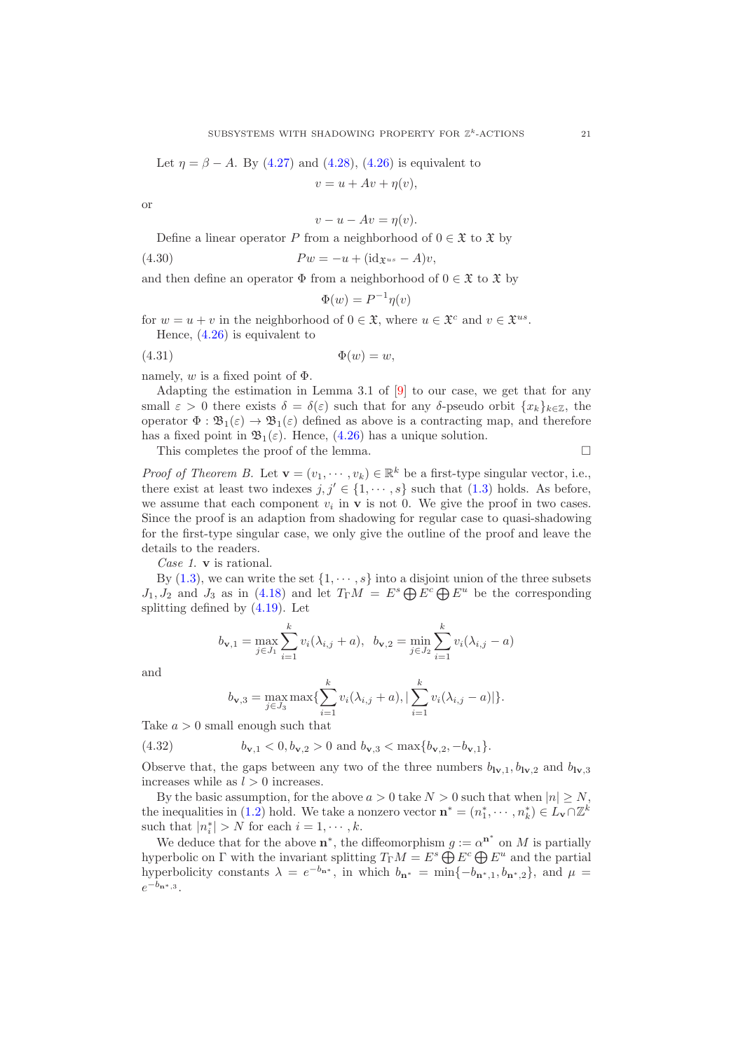Let $\eta = \beta - A$. By (4.27) and (4.28), (4.26) is equivalent to

$$v = u + Av + \eta(v),$$

or

$$v - u - Av = \eta(v).$$

Define a linear operator $P$ from a neighborhood of $0 \in \mathfrak{X}$ to $\mathfrak{X}$ by

$$Pw = -u + (\mathrm{id}_{\mathfrak{X}^{us}} - A)v, \tag{4.30}$$

and then define an operator $\Phi$ from a neighborhood of $0 \in \mathfrak{X}$ to $\mathfrak{X}$ by

$$\Phi(w) = P^{-1}\eta(v)$$

for $w = u + v$ in the neighborhood of $0 \in \mathfrak{X}$, where $u \in \mathfrak{X}^c$ and $v \in \mathfrak{X}^{us}$.

Hence, (4.26) is equivalent to

$$\Phi(w) = w, \tag{4.31}$$

namely, $w$ is a fixed point of $\Phi$.

Adapting the estimation in Lemma 3.1 of [9] to our case, we get that for any small $\varepsilon > 0$ there exists $\delta = \delta(\varepsilon)$ such that for any $\delta$-pseudo orbit $\{x_k\}_{k\in\mathbb{Z}}$, the operator $\Phi : \mathfrak{B}_1(\varepsilon) \to \mathfrak{B}_1(\varepsilon)$ defined as above is a contracting map, and therefore has a fixed point in $\mathfrak{B}_1(\varepsilon)$. Hence, (4.26) has a unique solution.

This completes the proof of the lemma. □

*Proof of Theorem B.* Let $\mathbf{v} = (v_1, \cdots, v_k) \in \mathbb{R}^k$ be a first-type singular vector, i.e., there exist at least two indexes $j, j' \in \{1, \cdots, s\}$ such that (1.3) holds. As before, we assume that each component $v_i$ in $\mathbf{v}$ is not 0. We give the proof in two cases. Since the proof is an adaption from shadowing for regular case to quasi-shadowing for the first-type singular case, we only give the outline of the proof and leave the details to the readers.

*Case 1.* $\mathbf{v}$ is rational.

By (1.3), we can write the set $\{1, \cdots, s\}$ into a disjoint union of the three subsets $J_1, J_2$ and $J_3$ as in (4.18) and let $T_\Gamma M = E^s \bigoplus E^c \bigoplus E^u$ be the corresponding splitting defined by (4.19). Let

$$b_{\mathbf{v},1} = \max_{j\in J_1} \sum_{i=1}^{k} v_i(\lambda_{i,j} + a), \;\; b_{\mathbf{v},2} = \min_{j\in J_2} \sum_{i=1}^{k} v_i(\lambda_{i,j} - a)$$

and

$$b_{\mathbf{v},3} = \max_{j\in J_3} \max\{\sum_{i=1}^{k} v_i(\lambda_{i,j} + a), |\sum_{i=1}^{k} v_i(\lambda_{i,j} - a)|\}.$$

Take $a > 0$ small enough such that

$$b_{\mathbf{v},1} < 0, b_{\mathbf{v},2} > 0 \text{ and } b_{\mathbf{v},3} < \max\{b_{\mathbf{v},2}, -b_{\mathbf{v},1}\}. \tag{4.32}$$

Observe that, the gaps between any two of the three numbers $b_{l\mathbf{v},1}, b_{l\mathbf{v},2}$ and $b_{l\mathbf{v},3}$ increases while as $l > 0$ increases.

By the basic assumption, for the above $a > 0$ take $N > 0$ such that when $|n| \geq N$, the inequalities in (1.2) hold. We take a nonzero vector $\mathbf{n}^* = (n_1^*, \cdots, n_k^*) \in L_{\mathbf{v}} \cap \mathbb{Z}^k$ such that $|n_i^*| > N$ for each $i = 1, \cdots, k$.

We deduce that for the above $\mathbf{n}^*$, the diffeomorphism $g := \alpha^{\mathbf{n}^*}$ on $M$ is partially hyperbolic on $\Gamma$ with the invariant splitting $T_\Gamma M = E^s \bigoplus E^c \bigoplus E^u$ and the partial hyperbolicity constants $\lambda = e^{-b_{\mathbf{n}^*}}$, in which $b_{\mathbf{n}^*} = \min\{-b_{\mathbf{n}^*,1}, b_{\mathbf{n}^*,2}\}$, and $\mu = e^{-b_{\mathbf{n}^*,3}}$.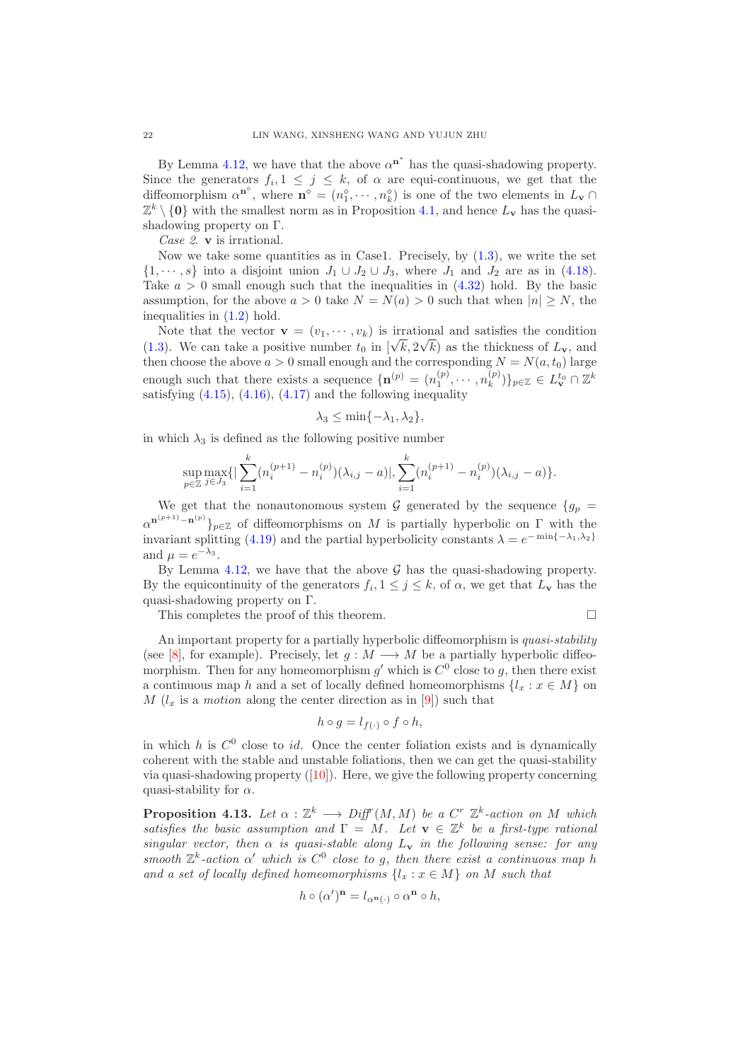By Lemma 4.12, we have that the above $\alpha^{\mathbf{n}^*}$ has the quasi-shadowing property. Since the generators $f_i, 1 \le j \le k$, of $\alpha$ are equi-continuous, we get that the diffeomorphism $\alpha^{\mathbf{n}^\diamond}$, where $\mathbf{n}^\diamond = (n_1^\diamond, \cdots, n_k^\diamond)$ is one of the two elements in $L_{\mathbf{v}} \cap \mathbb{Z}^k \setminus \{\mathbf{0}\}$ with the smallest norm as in Proposition 4.1, and hence $L_{\mathbf{v}}$ has the quasi-shadowing property on $\Gamma$.

*Case 2.* $\mathbf{v}$ is irrational.

Now we take some quantities as in Case1. Precisely, by (1.3), we write the set $\{1, \cdots, s\}$ into a disjoint union $J_1 \cup J_2 \cup J_3$, where $J_1$ and $J_2$ are as in (4.18). Take $a > 0$ small enough such that the inequalities in (4.32) hold. By the basic assumption, for the above $a > 0$ take $N = N(a) > 0$ such that when $|n| \ge N$, the inequalities in (1.2) hold.

Note that the vector $\mathbf{v} = (v_1, \cdots, v_k)$ is irrational and satisfies the condition (1.3). We can take a positive number $t_0$ in $[\sqrt{k}, 2\sqrt{k})$ as the thickness of $L_{\mathbf{v}}$, and then choose the above $a > 0$ small enough and the corresponding $N = N(a, t_0)$ large enough such that there exists a sequence $\{\mathbf{n}^{(p)} = (n_1^{(p)}, \cdots, n_k^{(p)})\}_{p \in \mathbb{Z}} \in L_{\mathbf{v}}^{t_0} \cap \mathbb{Z}^k$ satisfying (4.15), (4.16), (4.17) and the following inequality

$$\lambda_3 \le \min\{-\lambda_1, \lambda_2\},$$

in which $\lambda_3$ is defined as the following positive number

$$\sup_{p \in \mathbb{Z}} \max_{j \in J_3} \{ | \sum_{i=1}^{k} (n_i^{(p+1)} - n_i^{(p)})(\lambda_{i,j} - a)|, \sum_{i=1}^{k} (n_i^{(p+1)} - n_i^{(p)})(\lambda_{i,j} - a)\}.$$

We get that the nonautonomous system $\mathcal{G}$ generated by the sequence $\{g_p = \alpha^{\mathbf{n}^{(p+1)} - \mathbf{n}^{(p)}}\}_{p \in \mathbb{Z}}$ of diffeomorphisms on $M$ is partially hyperbolic on $\Gamma$ with the invariant splitting (4.19) and the partial hyperbolicity constants $\lambda = e^{-\min\{-\lambda_1, \lambda_2\}}$ and $\mu = e^{-\lambda_3}$.

By Lemma 4.12, we have that the above $\mathcal{G}$ has the quasi-shadowing property. By the equicontinuity of the generators $f_i, 1 \le j \le k$, of $\alpha$, we get that $L_{\mathbf{v}}$ has the quasi-shadowing property on $\Gamma$.

This completes the proof of this theorem. □

An important property for a partially hyperbolic diffeomorphism is *quasi-stability* (see [8], for example). Precisely, let $g : M \longrightarrow M$ be a partially hyperbolic diffeomorphism. Then for any homeomorphism $g'$ which is $C^0$ close to $g$, then there exist a continuous map $h$ and a set of locally defined homeomorphisms $\{l_x : x \in M\}$ on $M$ ($l_x$ is a *motion* along the center direction as in [9]) such that

$$h \circ g = l_{f(\cdot)} \circ f \circ h,$$

in which $h$ is $C^0$ close to $id$. Once the center foliation exists and is dynamically coherent with the stable and unstable foliations, then we can get the quasi-stability via quasi-shadowing property ([10]). Here, we give the following property concerning quasi-stability for $\alpha$.

**Proposition 4.13.** *Let $\alpha : \mathbb{Z}^k \longrightarrow Diff^r(M, M)$ be a $C^r$ $\mathbb{Z}^k$-action on $M$ which satisfies the basic assumption and $\Gamma = M$. Let $\mathbf{v} \in \mathbb{Z}^k$ be a first-type rational singular vector, then $\alpha$ is quasi-stable along $L_{\mathbf{v}}$ in the following sense: for any smooth $\mathbb{Z}^k$-action $\alpha'$ which is $C^0$ close to $g$, then there exist a continuous map $h$ and a set of locally defined homeomorphisms $\{l_x : x \in M\}$ on $M$ such that*

$$h \circ (\alpha')^{\mathbf{n}} = l_{\alpha^{\mathbf{n}}(\cdot)} \circ \alpha^{\mathbf{n}} \circ h,$$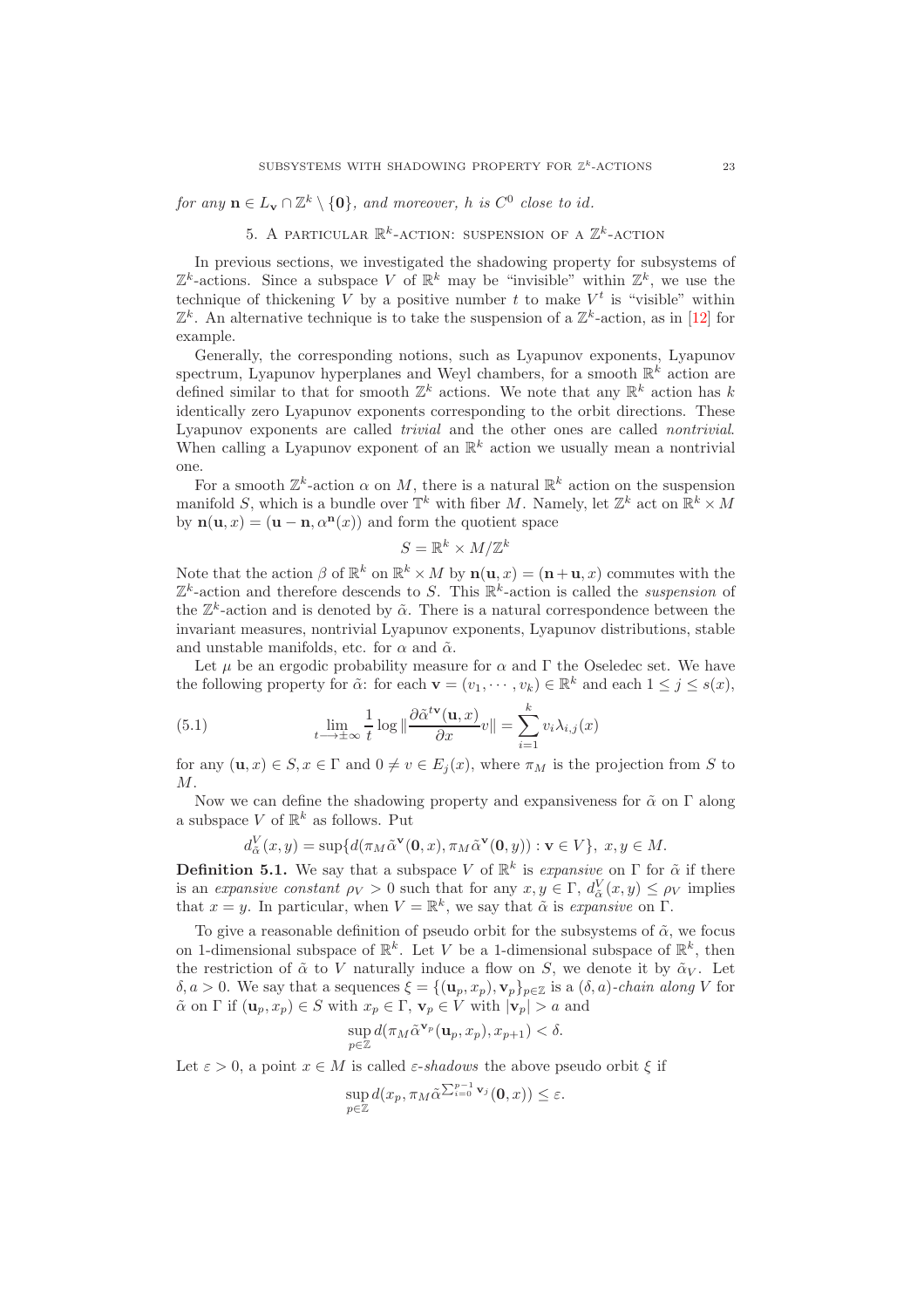*for any* $\mathbf{n} \in L_{\mathbf{v}} \cap \mathbb{Z}^k \setminus \{\mathbf{0}\}$*, and moreover,* $h$ *is* $C^0$ *close to id.*

## 5. A particular $\mathbb{R}^k$-action: suspension of a $\mathbb{Z}^k$-action

In previous sections, we investigated the shadowing property for subsystems of $\mathbb{Z}^k$-actions. Since a subspace $V$ of $\mathbb{R}^k$ may be "invisible" within $\mathbb{Z}^k$, we use the technique of thickening $V$ by a positive number $t$ to make $V^t$ is "visible" within $\mathbb{Z}^k$. An alternative technique is to take the suspension of a $\mathbb{Z}^k$-action, as in [12] for example.

Generally, the corresponding notions, such as Lyapunov exponents, Lyapunov spectrum, Lyapunov hyperplanes and Weyl chambers, for a smooth $\mathbb{R}^k$ action are defined similar to that for smooth $\mathbb{Z}^k$ actions. We note that any $\mathbb{R}^k$ action has $k$ identically zero Lyapunov exponents corresponding to the orbit directions. These Lyapunov exponents are called *trivial* and the other ones are called *nontrivial*. When calling a Lyapunov exponent of an $\mathbb{R}^k$ action we usually mean a nontrivial one.

For a smooth $\mathbb{Z}^k$-action $\alpha$ on $M$, there is a natural $\mathbb{R}^k$ action on the suspension manifold $S$, which is a bundle over $\mathbb{T}^k$ with fiber $M$. Namely, let $\mathbb{Z}^k$ act on $\mathbb{R}^k \times M$ by $\mathbf{n}(\mathbf{u}, x) = (\mathbf{u} - \mathbf{n}, \alpha^{\mathbf{n}}(x))$ and form the quotient space

$$S = \mathbb{R}^k \times M / \mathbb{Z}^k$$

Note that the action $\beta$ of $\mathbb{R}^k$ on $\mathbb{R}^k \times M$ by $\mathbf{n}(\mathbf{u}, x) = (\mathbf{n} + \mathbf{u}, x)$ commutes with the $\mathbb{Z}^k$-action and therefore descends to $S$. This $\mathbb{R}^k$-action is called the *suspension* of the $\mathbb{Z}^k$-action and is denoted by $\tilde{\alpha}$. There is a natural correspondence between the invariant measures, nontrivial Lyapunov exponents, Lyapunov distributions, stable and unstable manifolds, etc. for $\alpha$ and $\tilde{\alpha}$.

Let $\mu$ be an ergodic probability measure for $\alpha$ and $\Gamma$ the Oseledec set. We have the following property for $\tilde{\alpha}$: for each $\mathbf{v} = (v_1, \cdots, v_k) \in \mathbb{R}^k$ and each $1 \le j \le s(x)$,

$$\lim_{t \longrightarrow \pm\infty} \frac{1}{t} \log \| \frac{\partial \tilde{\alpha}^{t\mathbf{v}}(\mathbf{u}, x)}{\partial x} v \| = \sum_{i=1}^{k} v_i \lambda_{i,j}(x) \tag{5.1}$$

for any $(\mathbf{u}, x) \in S, x \in \Gamma$ and $0 \neq v \in E_j(x)$, where $\pi_M$ is the projection from $S$ to $M$.

Now we can define the shadowing property and expansiveness for $\tilde{\alpha}$ on $\Gamma$ along a subspace $V$ of $\mathbb{R}^k$ as follows. Put

$$d_{\tilde{\alpha}}^V(x, y) = \sup\{d(\pi_M \tilde{\alpha}^{\mathbf{v}}(\mathbf{0}, x), \pi_M \tilde{\alpha}^{\mathbf{v}}(\mathbf{0}, y)) : \mathbf{v} \in V\}, \ x, y \in M.$$

**Definition 5.1.** We say that a subspace $V$ of $\mathbb{R}^k$ is *expansive* on $\Gamma$ for $\tilde{\alpha}$ if there is an *expansive constant* $\rho_V > 0$ such that for any $x, y \in \Gamma$, $d_{\tilde{\alpha}}^V(x, y) \le \rho_V$ implies that $x = y$. In particular, when $V = \mathbb{R}^k$, we say that $\tilde{\alpha}$ is *expansive* on $\Gamma$.

To give a reasonable definition of pseudo orbit for the subsystems of $\tilde{\alpha}$, we focus on 1-dimensional subspace of $\mathbb{R}^k$. Let $V$ be a 1-dimensional subspace of $\mathbb{R}^k$, then the restriction of $\tilde{\alpha}$ to $V$ naturally induce a flow on $S$, we denote it by $\tilde{\alpha}_V$. Let $\delta, a > 0$. We say that a sequences $\xi = \{(\mathbf{u}_p, x_p), \mathbf{v}_p\}_{p \in \mathbb{Z}}$ is a $(\delta, a)$*-chain along* $V$ for $\tilde{\alpha}$ on $\Gamma$ if $(\mathbf{u}_p, x_p) \in S$ with $x_p \in \Gamma$, $\mathbf{v}_p \in V$ with $|\mathbf{v}_p| > a$ and

$$\sup_{p \in \mathbb{Z}} d(\pi_M \tilde{\alpha}^{\mathbf{v}_p}(\mathbf{u}_p, x_p), x_{p+1}) < \delta.$$

Let $\varepsilon > 0$, a point $x \in M$ is called $\varepsilon$*-shadows* the above pseudo orbit $\xi$ if

$$\sup_{p \in \mathbb{Z}} d(x_p, \pi_M \tilde{\alpha}^{\sum_{i=0}^{p-1} \mathbf{v}_i}(\mathbf{0}, x)) \le \varepsilon.$$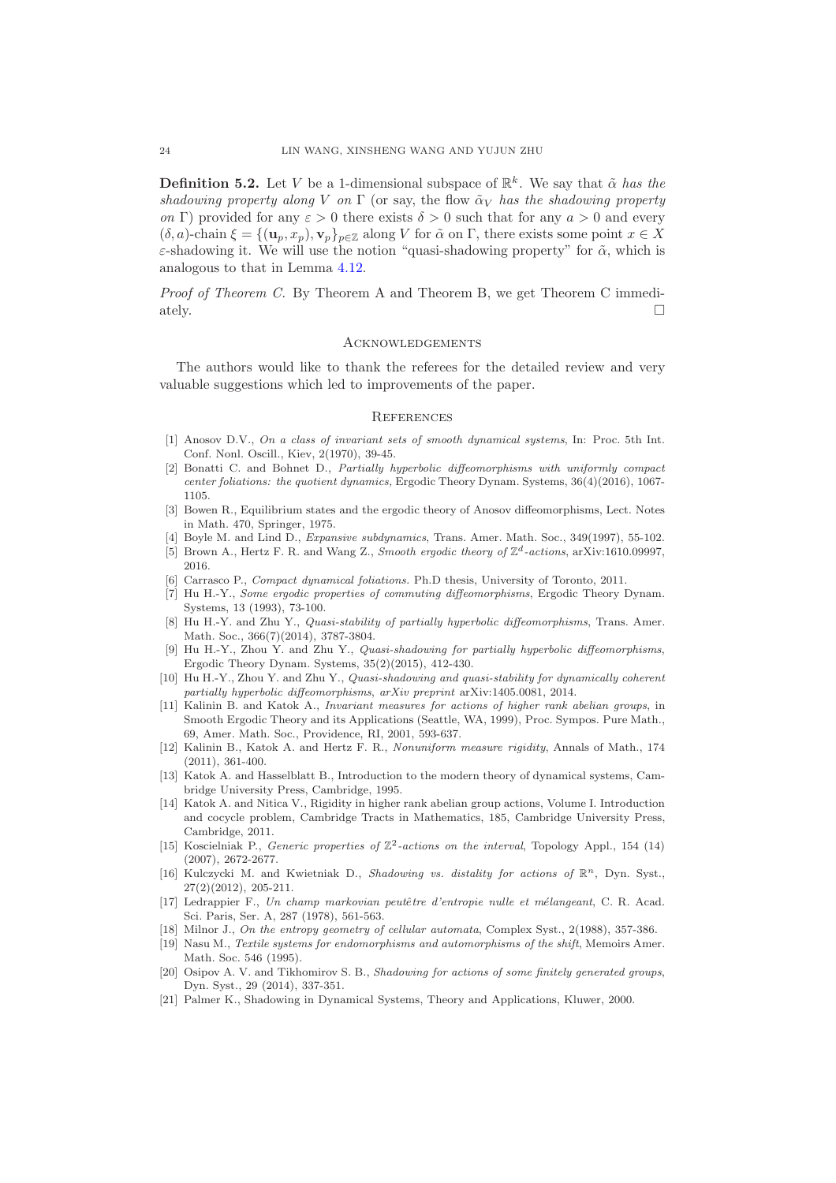**Definition 5.2.** Let $V$ be a 1-dimensional subspace of $\mathbb{R}^k$. We say that $\tilde{\alpha}$ *has the shadowing property along* $V$ *on* $\Gamma$ (or say, the flow $\tilde{\alpha}_V$ *has the shadowing property on* $\Gamma$) provided for any $\varepsilon > 0$ there exists $\delta > 0$ such that for any $a > 0$ and every $(\delta, a)$-chain $\xi = \{(\mathbf{u}_p, x_p), \mathbf{v}_p\}_{p \in \mathbb{Z}}$ along $V$ for $\tilde{\alpha}$ on $\Gamma$, there exists some point $x \in X$ $\varepsilon$-shadowing it. We will use the notion "quasi-shadowing property" for $\tilde{\alpha}$, which is analogous to that in Lemma 4.12.

*Proof of Theorem C.* By Theorem A and Theorem B, we get Theorem C immediately. $\square$

## Acknowledgements

The authors would like to thank the referees for the detailed review and very valuable suggestions which led to improvements of the paper.

## References

[1] Anosov D.V., *On a class of invariant sets of smooth dynamical systems*, In: Proc. 5th Int. Conf. Nonl. Oscill., Kiev, 2(1970), 39-45.

[2] Bonatti C. and Bohnet D., *Partially hyperbolic diffeomorphisms with uniformly compact center foliations: the quotient dynamics*, Ergodic Theory Dynam. Systems, 36(4)(2016), 1067-1105.

[3] Bowen R., Equilibrium states and the ergodic theory of Anosov diffeomorphisms, Lect. Notes in Math. 470, Springer, 1975.

[4] Boyle M. and Lind D., *Expansive subdynamics*, Trans. Amer. Math. Soc., 349(1997), 55-102.

[5] Brown A., Hertz F. R. and Wang Z., *Smooth ergodic theory of $\mathbb{Z}^d$-actions*, arXiv:1610.09997, 2016.

[6] Carrasco P., *Compact dynamical foliations*. Ph.D thesis, University of Toronto, 2011.

[7] Hu H.-Y., *Some ergodic properties of commuting diffeomorphisms*, Ergodic Theory Dynam. Systems, 13 (1993), 73-100.

[8] Hu H.-Y. and Zhu Y., *Quasi-stability of partially hyperbolic diffeomorphisms*, Trans. Amer. Math. Soc., 366(7)(2014), 3787-3804.

[9] Hu H.-Y., Zhou Y. and Zhu Y., *Quasi-shadowing for partially hyperbolic diffeomorphisms*, Ergodic Theory Dynam. Systems, 35(2)(2015), 412-430.

[10] Hu H.-Y., Zhou Y. and Zhu Y., *Quasi-shadowing and quasi-stability for dynamically coherent partially hyperbolic diffeomorphisms*, *arXiv preprint* arXiv:1405.0081, 2014.

[11] Kalinin B. and Katok A., *Invariant measures for actions of higher rank abelian groups*, in Smooth Ergodic Theory and its Applications (Seattle, WA, 1999), Proc. Sympos. Pure Math., 69, Amer. Math. Soc., Providence, RI, 2001, 593-637.

[12] Kalinin B., Katok A. and Hertz F. R., *Nonuniform measure rigidity*, Annals of Math., 174 (2011), 361-400.

[13] Katok A. and Hasselblatt B., Introduction to the modern theory of dynamical systems, Cambridge University Press, Cambridge, 1995.

[14] Katok A. and Nitica V., Rigidity in higher rank abelian group actions, Volume I. Introduction and cocycle problem, Cambridge Tracts in Mathematics, 185, Cambridge University Press, Cambridge, 2011.

[15] Koscielniak P., *Generic properties of $\mathbb{Z}^2$-actions on the interval*, Topology Appl., 154 (14) (2007), 2672-2677.

[16] Kulczycki M. and Kwietniak D., *Shadowing vs. distality for actions of $\mathbb{R}^n$*, Dyn. Syst., 27(2)(2012), 205-211.

[17] Ledrappier F., *Un champ markovian peutêtre d'entropie nulle et mélangeant*, C. R. Acad. Sci. Paris, Ser. A, 287 (1978), 561-563.

[18] Milnor J., *On the entropy geometry of cellular automata*, Complex Syst., 2(1988), 357-386.

[19] Nasu M., *Textile systems for endomorphisms and automorphisms of the shift*, Memoirs Amer. Math. Soc. 546 (1995).

[20] Osipov A. V. and Tikhomirov S. B., *Shadowing for actions of some finitely generated groups*, Dyn. Syst., 29 (2014), 337-351.

[21] Palmer K., Shadowing in Dynamical Systems, Theory and Applications, Kluwer, 2000.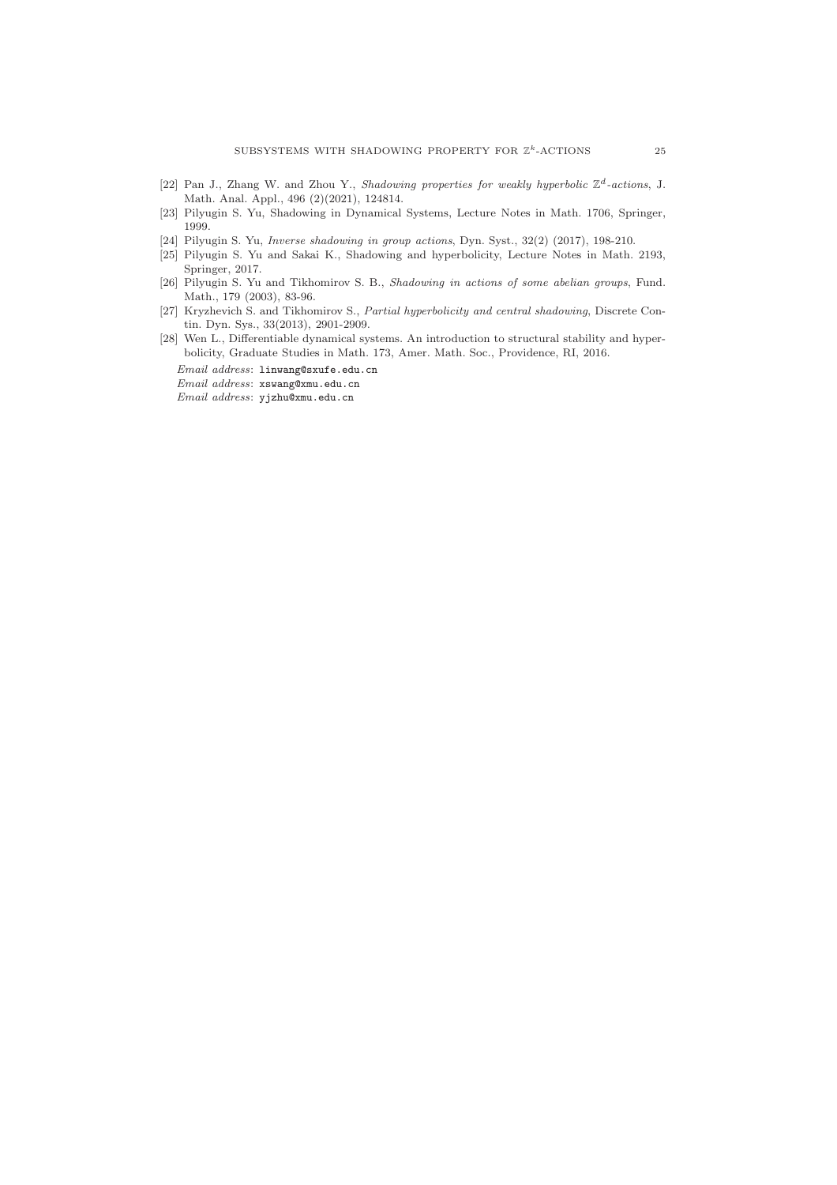[22] Pan J., Zhang W. and Zhou Y., *Shadowing properties for weakly hyperbolic $\mathbb{Z}^d$-actions*, J. Math. Anal. Appl., 496 (2)(2021), 124814.

[23] Pilyugin S. Yu, Shadowing in Dynamical Systems, Lecture Notes in Math. 1706, Springer, 1999.

[24] Pilyugin S. Yu, *Inverse shadowing in group actions*, Dyn. Syst., 32(2) (2017), 198-210.

[25] Pilyugin S. Yu and Sakai K., Shadowing and hyperbolicity, Lecture Notes in Math. 2193, Springer, 2017.

[26] Pilyugin S. Yu and Tikhomirov S. B., *Shadowing in actions of some abelian groups*, Fund. Math., 179 (2003), 83-96.

[27] Kryzhevich S. and Tikhomirov S., *Partial hyperbolicity and central shadowing*, Discrete Contin. Dyn. Sys., 33(2013), 2901-2909.

[28] Wen L., Differentiable dynamical systems. An introduction to structural stability and hyperbolicity, Graduate Studies in Math. 173, Amer. Math. Soc., Providence, RI, 2016.

*Email address*: linwang@sxufe.edu.cn

*Email address*: xswang@xmu.edu.cn

*Email address*: yjzhu@xmu.edu.cn